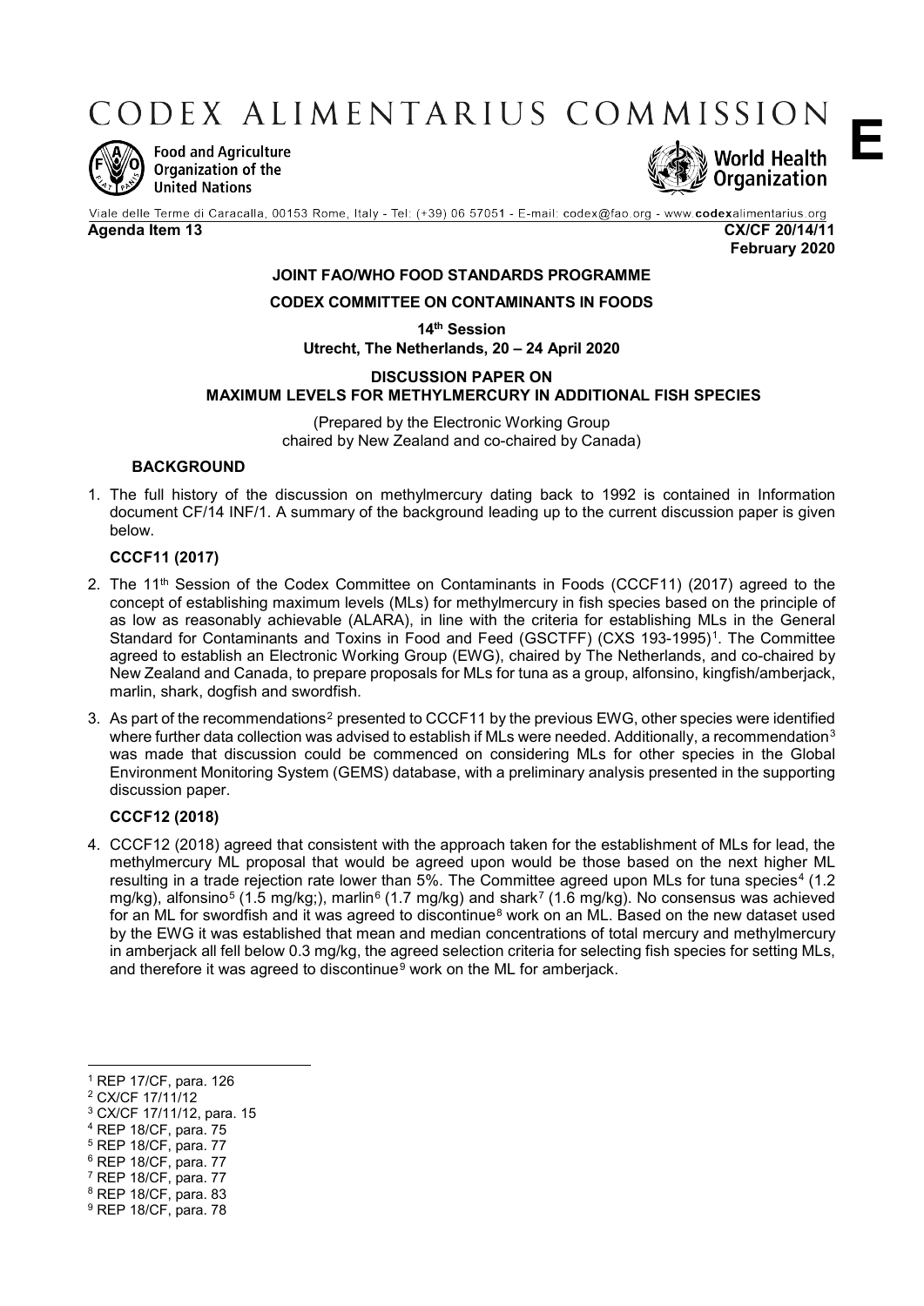# CODEX ALIMENTARIUS COMMISSION

**E**

Food and Agriculture Organization of the United Nations

World Health Organization

Viale delle Terme di Caracalla, 00153 Rome, Italy - Tel: (+39) 06 57051 - E-mail: codex@fao.org - www.codexalimentarius.org

**Agenda Item 13** **CX/CF 20/14/11**

**February 2020**

**JOINT FAO/WHO FOOD STANDARDS PROGRAMME**

**CODEX COMMITTEE ON CONTAMINANTS IN FOODS**

**14th Session**

**Utrecht, The Netherlands, 20 – 24 April 2020**

**DISCUSSION PAPER ON**
**MAXIMUM LEVELS FOR METHYLMERCURY IN ADDITIONAL FISH SPECIES**

(Prepared by the Electronic Working Group chaired by New Zealand and co-chaired by Canada)

## BACKGROUND

1. The full history of the discussion on methylmercury dating back to 1992 is contained in Information document CF/14 INF/1. A summary of the background leading up to the current discussion paper is given below.

### CCCF11 (2017)

2. The 11th Session of the Codex Committee on Contaminants in Foods (CCCF11) (2017) agreed to the concept of establishing maximum levels (MLs) for methylmercury in fish species based on the principle of as low as reasonably achievable (ALARA), in line with the criteria for establishing MLs in the General Standard for Contaminants and Toxins in Food and Feed (GSCTFF) (CXS 193-1995)[1]. The Committee agreed to establish an Electronic Working Group (EWG), chaired by The Netherlands, and co-chaired by New Zealand and Canada, to prepare proposals for MLs for tuna as a group, alfonsino, kingfish/amberjack, marlin, shark, dogfish and swordfish.

3. As part of the recommendations[2] presented to CCCF11 by the previous EWG, other species were identified where further data collection was advised to establish if MLs were needed. Additionally, a recommendation[3] was made that discussion could be commenced on considering MLs for other species in the Global Environment Monitoring System (GEMS) database, with a preliminary analysis presented in the supporting discussion paper.

### CCCF12 (2018)

4. CCCF12 (2018) agreed that consistent with the approach taken for the establishment of MLs for lead, the methylmercury ML proposal that would be agreed upon would be those based on the next higher ML resulting in a trade rejection rate lower than 5%. The Committee agreed upon MLs for tuna species[4] (1.2 mg/kg), alfonsino[5] (1.5 mg/kg;), marlin[6] (1.7 mg/kg) and shark[7] (1.6 mg/kg). No consensus was achieved for an ML for swordfish and it was agreed to discontinue[8] work on an ML. Based on the new dataset used by the EWG it was established that mean and median concentrations of total mercury and methylmercury in amberjack all fell below 0.3 mg/kg, the agreed selection criteria for selecting fish species for setting MLs, and therefore it was agreed to discontinue[9] work on the ML for amberjack.

---

[1] REP 17/CF, para. 126
[2] CX/CF 17/11/12
[3] CX/CF 17/11/12, para. 15
[4] REP 18/CF, para. 75
[5] REP 18/CF, para. 77
[6] REP 18/CF, para. 77
[7] REP 18/CF, para. 77
[8] REP 18/CF, para. 83
[9] REP 18/CF, para. 78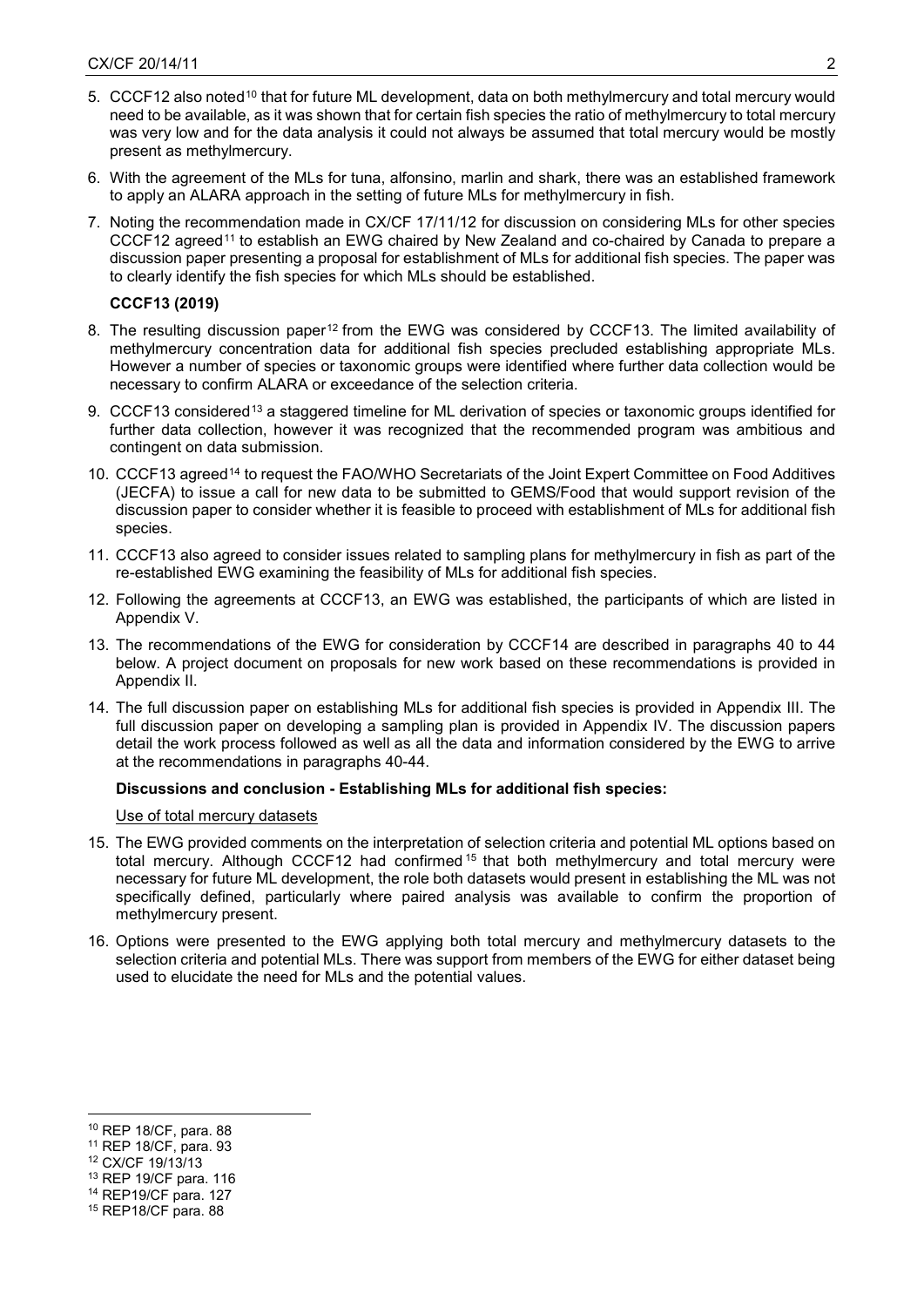5. CCCF12 also noted[10] that for future ML development, data on both methylmercury and total mercury would need to be available, as it was shown that for certain fish species the ratio of methylmercury to total mercury was very low and for the data analysis it could not always be assumed that total mercury would be mostly present as methylmercury.

6. With the agreement of the MLs for tuna, alfonsino, marlin and shark, there was an established framework to apply an ALARA approach in the setting of future MLs for methylmercury in fish.

7. Noting the recommendation made in CX/CF 17/11/12 for discussion on considering MLs for other species CCCF12 agreed[11] to establish an EWG chaired by New Zealand and co-chaired by Canada to prepare a discussion paper presenting a proposal for establishment of MLs for additional fish species. The paper was to clearly identify the fish species for which MLs should be established.

**CCCF13 (2019)**

8. The resulting discussion paper[12] from the EWG was considered by CCCF13. The limited availability of methylmercury concentration data for additional fish species precluded establishing appropriate MLs. However a number of species or taxonomic groups were identified where further data collection would be necessary to confirm ALARA or exceedance of the selection criteria.

9. CCCF13 considered[13] a staggered timeline for ML derivation of species or taxonomic groups identified for further data collection, however it was recognized that the recommended program was ambitious and contingent on data submission.

10. CCCF13 agreed[14] to request the FAO/WHO Secretariats of the Joint Expert Committee on Food Additives (JECFA) to issue a call for new data to be submitted to GEMS/Food that would support revision of the discussion paper to consider whether it is feasible to proceed with establishment of MLs for additional fish species.

11. CCCF13 also agreed to consider issues related to sampling plans for methylmercury in fish as part of the re-established EWG examining the feasibility of MLs for additional fish species.

12. Following the agreements at CCCF13, an EWG was established, the participants of which are listed in Appendix V.

13. The recommendations of the EWG for consideration by CCCF14 are described in paragraphs 40 to 44 below. A project document on proposals for new work based on these recommendations is provided in Appendix II.

14. The full discussion paper on establishing MLs for additional fish species is provided in Appendix III. The full discussion paper on developing a sampling plan is provided in Appendix IV. The discussion papers detail the work process followed as well as all the data and information considered by the EWG to arrive at the recommendations in paragraphs 40-44.

**Discussions and conclusion - Establishing MLs for additional fish species:**

Use of total mercury datasets

15. The EWG provided comments on the interpretation of selection criteria and potential ML options based on total mercury. Although CCCF12 had confirmed[15] that both methylmercury and total mercury were necessary for future ML development, the role both datasets would present in establishing the ML was not specifically defined, particularly where paired analysis was available to confirm the proportion of methylmercury present.

16. Options were presented to the EWG applying both total mercury and methylmercury datasets to the selection criteria and potential MLs. There was support from members of the EWG for either dataset being used to elucidate the need for MLs and the potential values.

---

[10] REP 18/CF, para. 88
[11] REP 18/CF, para. 93
[12] CX/CF 19/13/13
[13] REP 19/CF para. 116
[14] REP19/CF para. 127
[15] REP18/CF para. 88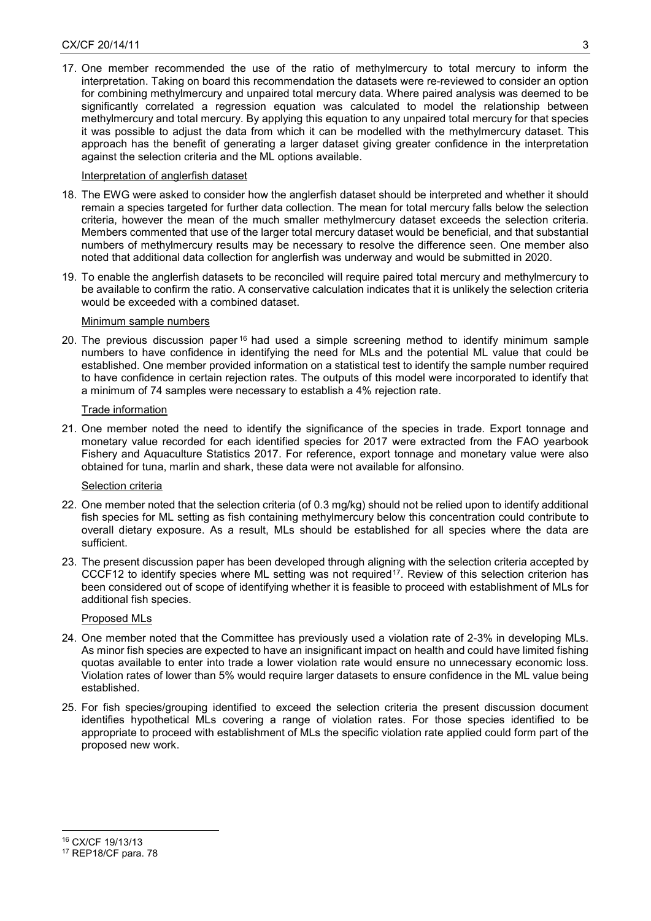17. One member recommended the use of the ratio of methylmercury to total mercury to inform the interpretation. Taking on board this recommendation the datasets were re-reviewed to consider an option for combining methylmercury and unpaired total mercury data. Where paired analysis was deemed to be significantly correlated a regression equation was calculated to model the relationship between methylmercury and total mercury. By applying this equation to any unpaired total mercury for that species it was possible to adjust the data from which it can be modelled with the methylmercury dataset. This approach has the benefit of generating a larger dataset giving greater confidence in the interpretation against the selection criteria and the ML options available.

Interpretation of anglerfish dataset

18. The EWG were asked to consider how the anglerfish dataset should be interpreted and whether it should remain a species targeted for further data collection. The mean for total mercury falls below the selection criteria, however the mean of the much smaller methylmercury dataset exceeds the selection criteria. Members commented that use of the larger total mercury dataset would be beneficial, and that substantial numbers of methylmercury results may be necessary to resolve the difference seen. One member also noted that additional data collection for anglerfish was underway and would be submitted in 2020.

19. To enable the anglerfish datasets to be reconciled will require paired total mercury and methylmercury to be available to confirm the ratio. A conservative calculation indicates that it is unlikely the selection criteria would be exceeded with a combined dataset.

Minimum sample numbers

20. The previous discussion paper[16] had used a simple screening method to identify minimum sample numbers to have confidence in identifying the need for MLs and the potential ML value that could be established. One member provided information on a statistical test to identify the sample number required to have confidence in certain rejection rates. The outputs of this model were incorporated to identify that a minimum of 74 samples were necessary to establish a 4% rejection rate.

Trade information

21. One member noted the need to identify the significance of the species in trade. Export tonnage and monetary value recorded for each identified species for 2017 were extracted from the FAO yearbook Fishery and Aquaculture Statistics 2017. For reference, export tonnage and monetary value were also obtained for tuna, marlin and shark, these data were not available for alfonsino.

Selection criteria

22. One member noted that the selection criteria (of 0.3 mg/kg) should not be relied upon to identify additional fish species for ML setting as fish containing methylmercury below this concentration could contribute to overall dietary exposure. As a result, MLs should be established for all species where the data are sufficient.

23. The present discussion paper has been developed through aligning with the selection criteria accepted by CCCF12 to identify species where ML setting was not required[17]. Review of this selection criterion has been considered out of scope of identifying whether it is feasible to proceed with establishment of MLs for additional fish species.

Proposed MLs

24. One member noted that the Committee has previously used a violation rate of 2-3% in developing MLs. As minor fish species are expected to have an insignificant impact on health and could have limited fishing quotas available to enter into trade a lower violation rate would ensure no unnecessary economic loss. Violation rates of lower than 5% would require larger datasets to ensure confidence in the ML value being established.

25. For fish species/grouping identified to exceed the selection criteria the present discussion document identifies hypothetical MLs covering a range of violation rates. For those species identified to be appropriate to proceed with establishment of MLs the specific violation rate applied could form part of the proposed new work.

---

[16] CX/CF 19/13/13

[17] REP18/CF para. 78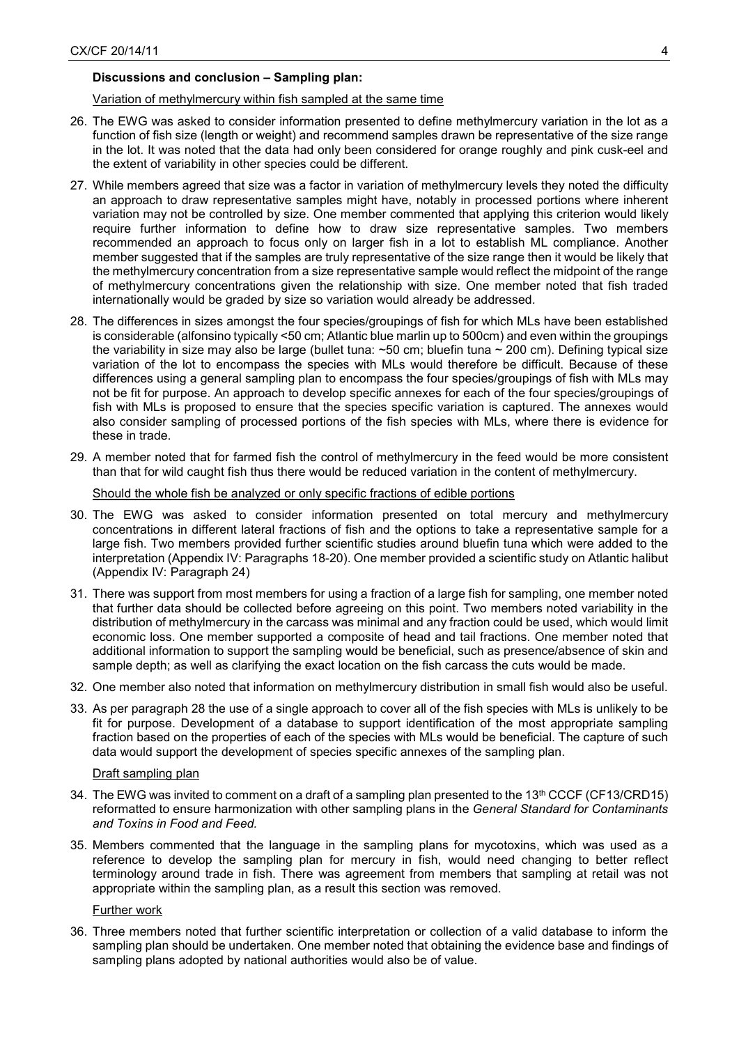**Discussions and conclusion – Sampling plan:**

Variation of methylmercury within fish sampled at the same time

26. The EWG was asked to consider information presented to define methylmercury variation in the lot as a function of fish size (length or weight) and recommend samples drawn be representative of the size range in the lot. It was noted that the data had only been considered for orange roughly and pink cusk-eel and the extent of variability in other species could be different.

27. While members agreed that size was a factor in variation of methylmercury levels they noted the difficulty an approach to draw representative samples might have, notably in processed portions where inherent variation may not be controlled by size. One member commented that applying this criterion would likely require further information to define how to draw size representative samples. Two members recommended an approach to focus only on larger fish in a lot to establish ML compliance. Another member suggested that if the samples are truly representative of the size range then it would be likely that the methylmercury concentration from a size representative sample would reflect the midpoint of the range of methylmercury concentrations given the relationship with size. One member noted that fish traded internationally would be graded by size so variation would already be addressed.

28. The differences in sizes amongst the four species/groupings of fish for which MLs have been established is considerable (alfonsino typically <50 cm; Atlantic blue marlin up to 500cm) and even within the groupings the variability in size may also be large (bullet tuna: ~50 cm; bluefin tuna ~ 200 cm). Defining typical size variation of the lot to encompass the species with MLs would therefore be difficult. Because of these differences using a general sampling plan to encompass the four species/groupings of fish with MLs may not be fit for purpose. An approach to develop specific annexes for each of the four species/groupings of fish with MLs is proposed to ensure that the species specific variation is captured. The annexes would also consider sampling of processed portions of the fish species with MLs, where there is evidence for these in trade.

29. A member noted that for farmed fish the control of methylmercury in the feed would be more consistent than that for wild caught fish thus there would be reduced variation in the content of methylmercury.

Should the whole fish be analyzed or only specific fractions of edible portions

30. The EWG was asked to consider information presented on total mercury and methylmercury concentrations in different lateral fractions of fish and the options to take a representative sample for a large fish. Two members provided further scientific studies around bluefin tuna which were added to the interpretation (Appendix IV: Paragraphs 18-20). One member provided a scientific study on Atlantic halibut (Appendix IV: Paragraph 24)

31. There was support from most members for using a fraction of a large fish for sampling, one member noted that further data should be collected before agreeing on this point. Two members noted variability in the distribution of methylmercury in the carcass was minimal and any fraction could be used, which would limit economic loss. One member supported a composite of head and tail fractions. One member noted that additional information to support the sampling would be beneficial, such as presence/absence of skin and sample depth; as well as clarifying the exact location on the fish carcass the cuts would be made.

32. One member also noted that information on methylmercury distribution in small fish would also be useful.

33. As per paragraph 28 the use of a single approach to cover all of the fish species with MLs is unlikely to be fit for purpose. Development of a database to support identification of the most appropriate sampling fraction based on the properties of each of the species with MLs would be beneficial. The capture of such data would support the development of species specific annexes of the sampling plan.

Draft sampling plan

34. The EWG was invited to comment on a draft of a sampling plan presented to the 13th CCCF (CF13/CRD15) reformatted to ensure harmonization with other sampling plans in the *General Standard for Contaminants and Toxins in Food and Feed.*

35. Members commented that the language in the sampling plans for mycotoxins, which was used as a reference to develop the sampling plan for mercury in fish, would need changing to better reflect terminology around trade in fish. There was agreement from members that sampling at retail was not appropriate within the sampling plan, as a result this section was removed.

Further work

36. Three members noted that further scientific interpretation or collection of a valid database to inform the sampling plan should be undertaken. One member noted that obtaining the evidence base and findings of sampling plans adopted by national authorities would also be of value.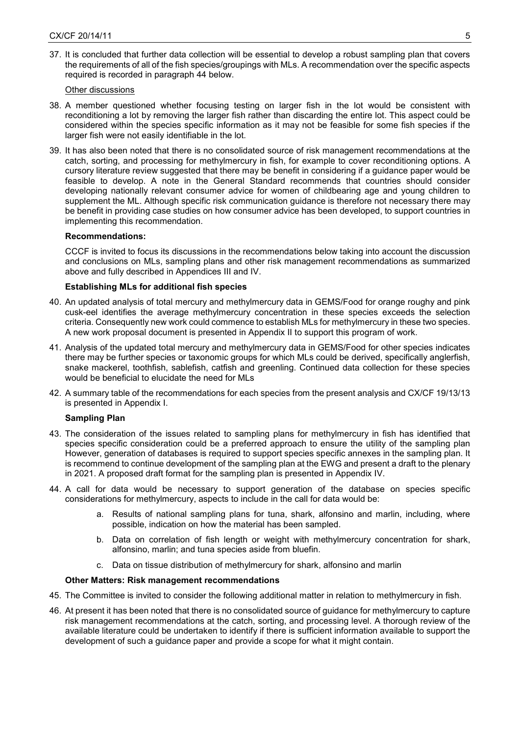37. It is concluded that further data collection will be essential to develop a robust sampling plan that covers the requirements of all of the fish species/groupings with MLs. A recommendation over the specific aspects required is recorded in paragraph 44 below.

Other discussions

38. A member questioned whether focusing testing on larger fish in the lot would be consistent with reconditioning a lot by removing the larger fish rather than discarding the entire lot. This aspect could be considered within the species specific information as it may not be feasible for some fish species if the larger fish were not easily identifiable in the lot.

39. It has also been noted that there is no consolidated source of risk management recommendations at the catch, sorting, and processing for methylmercury in fish, for example to cover reconditioning options. A cursory literature review suggested that there may be benefit in considering if a guidance paper would be feasible to develop. A note in the General Standard recommends that countries should consider developing nationally relevant consumer advice for women of childbearing age and young children to supplement the ML. Although specific risk communication guidance is therefore not necessary there may be benefit in providing case studies on how consumer advice has been developed, to support countries in implementing this recommendation.

**Recommendations:**

CCCF is invited to focus its discussions in the recommendations below taking into account the discussion and conclusions on MLs, sampling plans and other risk management recommendations as summarized above and fully described in Appendices III and IV.

**Establishing MLs for additional fish species**

40. An updated analysis of total mercury and methylmercury data in GEMS/Food for orange roughy and pink cusk-eel identifies the average methylmercury concentration in these species exceeds the selection criteria. Consequently new work could commence to establish MLs for methylmercury in these two species. A new work proposal document is presented in Appendix II to support this program of work.

41. Analysis of the updated total mercury and methylmercury data in GEMS/Food for other species indicates there may be further species or taxonomic groups for which MLs could be derived, specifically anglerfish, snake mackerel, toothfish, sablefish, catfish and greenling. Continued data collection for these species would be beneficial to elucidate the need for MLs

42. A summary table of the recommendations for each species from the present analysis and CX/CF 19/13/13 is presented in Appendix I.

**Sampling Plan**

43. The consideration of the issues related to sampling plans for methylmercury in fish has identified that species specific consideration could be a preferred approach to ensure the utility of the sampling plan However, generation of databases is required to support species specific annexes in the sampling plan. It is recommend to continue development of the sampling plan at the EWG and present a draft to the plenary in 2021. A proposed draft format for the sampling plan is presented in Appendix IV.

44. A call for data would be necessary to support generation of the database on species specific considerations for methylmercury, aspects to include in the call for data would be:

    a. Results of national sampling plans for tuna, shark, alfonsino and marlin, including, where possible, indication on how the material has been sampled.

    b. Data on correlation of fish length or weight with methylmercury concentration for shark, alfonsino, marlin; and tuna species aside from bluefin.

    c. Data on tissue distribution of methylmercury for shark, alfonsino and marlin

**Other Matters: Risk management recommendations**

45. The Committee is invited to consider the following additional matter in relation to methylmercury in fish.

46. At present it has been noted that there is no consolidated source of guidance for methylmercury to capture risk management recommendations at the catch, sorting, and processing level. A thorough review of the available literature could be undertaken to identify if there is sufficient information available to support the development of such a guidance paper and provide a scope for what it might contain.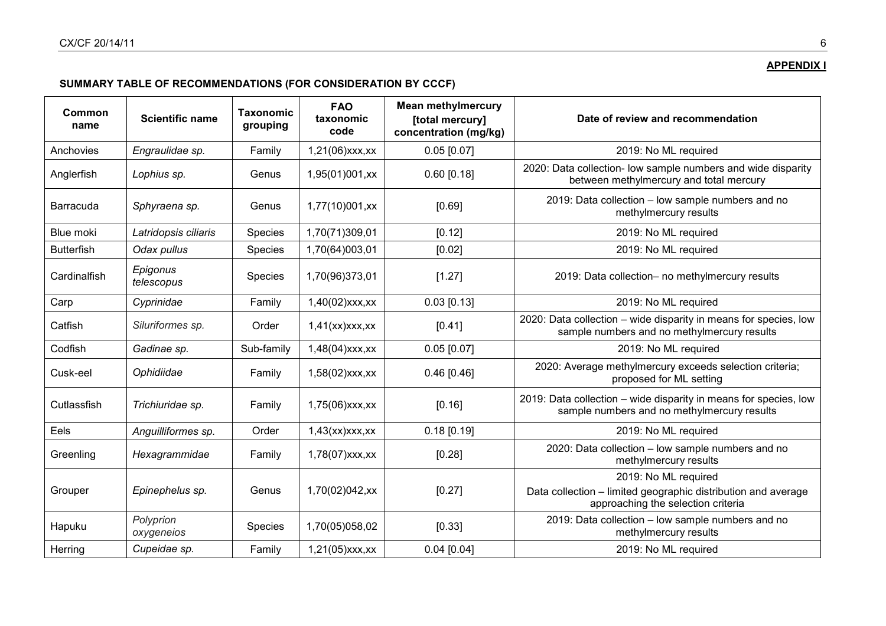**APPENDIX I**

**SUMMARY TABLE OF RECOMMENDATIONS (FOR CONSIDERATION BY CCCF)**

| Common name | Scientific name | Taxonomic grouping | FAO taxonomic code | Mean methylmercury [total mercury] concentration (mg/kg) | Date of review and recommendation |
|---|---|---|---|---|---|
| Anchovies | *Engraulidae sp.* | Family | 1,21(06)xxx,xx | 0.05 [0.07] | 2019: No ML required |
| Anglerfish | *Lophius sp.* | Genus | 1,95(01)001,xx | 0.60 [0.18] | 2020: Data collection- low sample numbers and wide disparity between methylmercury and total mercury |
| Barracuda | *Sphyraena sp.* | Genus | 1,77(10)001,xx | [0.69] | 2019: Data collection – low sample numbers and no methylmercury results |
| Blue moki | *Latridopsis ciliaris* | Species | 1,70(71)309,01 | [0.12] | 2019: No ML required |
| Butterfish | *Odax pullus* | Species | 1,70(64)003,01 | [0.02] | 2019: No ML required |
| Cardinalfish | *Epigonus telescopus* | Species | 1,70(96)373,01 | [1.27] | 2019: Data collection– no methylmercury results |
| Carp | *Cyprinidae* | Family | 1,40(02)xxx,xx | 0.03 [0.13] | 2019: No ML required |
| Catfish | *Siluriformes sp.* | Order | 1,41(xx)xxx,xx | [0.41] | 2020: Data collection – wide disparity in means for species, low sample numbers and no methylmercury results |
| Codfish | *Gadinae sp.* | Sub-family | 1,48(04)xxx,xx | 0.05 [0.07] | 2019: No ML required |
| Cusk-eel | *Ophidiidae* | Family | 1,58(02)xxx,xx | 0.46 [0.46] | 2020: Average methylmercury exceeds selection criteria; proposed for ML setting |
| Cutlassfish | *Trichiuridae sp.* | Family | 1,75(06)xxx,xx | [0.16] | 2019: Data collection – wide disparity in means for species, low sample numbers and no methylmercury results |
| Eels | *Anguilliformes sp.* | Order | 1,43(xx)xxx,xx | 0.18 [0.19] | 2019: No ML required |
| Greenling | *Hexagrammidae* | Family | 1,78(07)xxx,xx | [0.28] | 2020: Data collection – low sample numbers and no methylmercury results |
| Grouper | *Epinephelus sp.* | Genus | 1,70(02)042,xx | [0.27] | 2019: No ML required<br>Data collection – limited geographic distribution and average approaching the selection criteria |
| Hapuku | *Polyprion oxygeneios* | Species | 1,70(05)058,02 | [0.33] | 2019: Data collection – low sample numbers and no methylmercury results |
| Herring | *Cupeidae sp.* | Family | 1,21(05)xxx,xx | 0.04 [0.04] | 2019: No ML required |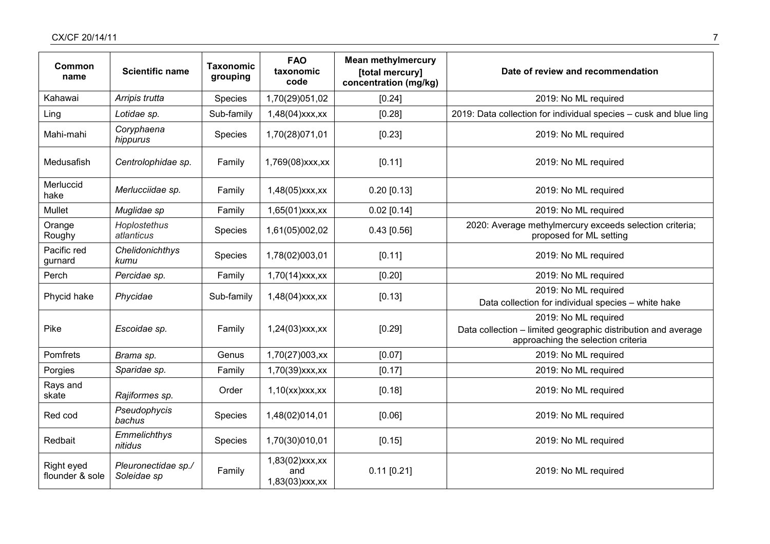| Common name | Scientific name | Taxonomic grouping | FAO taxonomic code | Mean methylmercury [total mercury] concentration (mg/kg) | Date of review and recommendation |
|---|---|---|---|---|---|
| Kahawai | *Arripis trutta* | Species | 1,70(29)051,02 | [0.24] | 2019: No ML required |
| Ling | *Lotidae sp.* | Sub-family | 1,48(04)xxx,xx | [0.28] | 2019: Data collection for individual species – cusk and blue ling |
| Mahi-mahi | *Coryphaena hippurus* | Species | 1,70(28)071,01 | [0.23] | 2019: No ML required |
| Medusafish | *Centrolophidae sp.* | Family | 1,769(08)xxx,xx | [0.11] | 2019: No ML required |
| Merluccid hake | *Merlucciidae sp.* | Family | 1,48(05)xxx,xx | 0.20 [0.13] | 2019: No ML required |
| Mullet | *Muglidae sp* | Family | 1,65(01)xxx,xx | 0.02 [0.14] | 2019: No ML required |
| Orange Roughy | *Hoplostethus atlanticus* | Species | 1,61(05)002,02 | 0.43 [0.56] | 2020: Average methylmercury exceeds selection criteria; proposed for ML setting |
| Pacific red gurnard | *Chelidonichthys kumu* | Species | 1,78(02)003,01 | [0.11] | 2019: No ML required |
| Perch | *Percidae sp.* | Family | 1,70(14)xxx,xx | [0.20] | 2019: No ML required |
| Phycid hake | *Phycidae* | Sub-family | 1,48(04)xxx,xx | [0.13] | 2019: No ML required<br>Data collection for individual species – white hake |
| Pike | *Escoidae sp.* | Family | 1,24(03)xxx,xx | [0.29] | 2019: No ML required<br>Data collection – limited geographic distribution and average approaching the selection criteria |
| Pomfrets | *Brama sp.* | Genus | 1,70(27)003,xx | [0.07] | 2019: No ML required |
| Porgies | *Sparidae sp.* | Family | 1,70(39)xxx,xx | [0.17] | 2019: No ML required |
| Rays and skate | *Rajiformes sp.* | Order | 1,10(xx)xxx,xx | [0.18] | 2019: No ML required |
| Red cod | *Pseudophycis bachus* | Species | 1,48(02)014,01 | [0.06] | 2019: No ML required |
| Redbait | *Emmelichthys nitidus* | Species | 1,70(30)010,01 | [0.15] | 2019: No ML required |
| Right eyed flounder & sole | *Pleuronectidae sp./ Soleidae sp* | Family | 1,83(02)xxx,xx and 1,83(03)xxx,xx | 0.11 [0.21] | 2019: No ML required |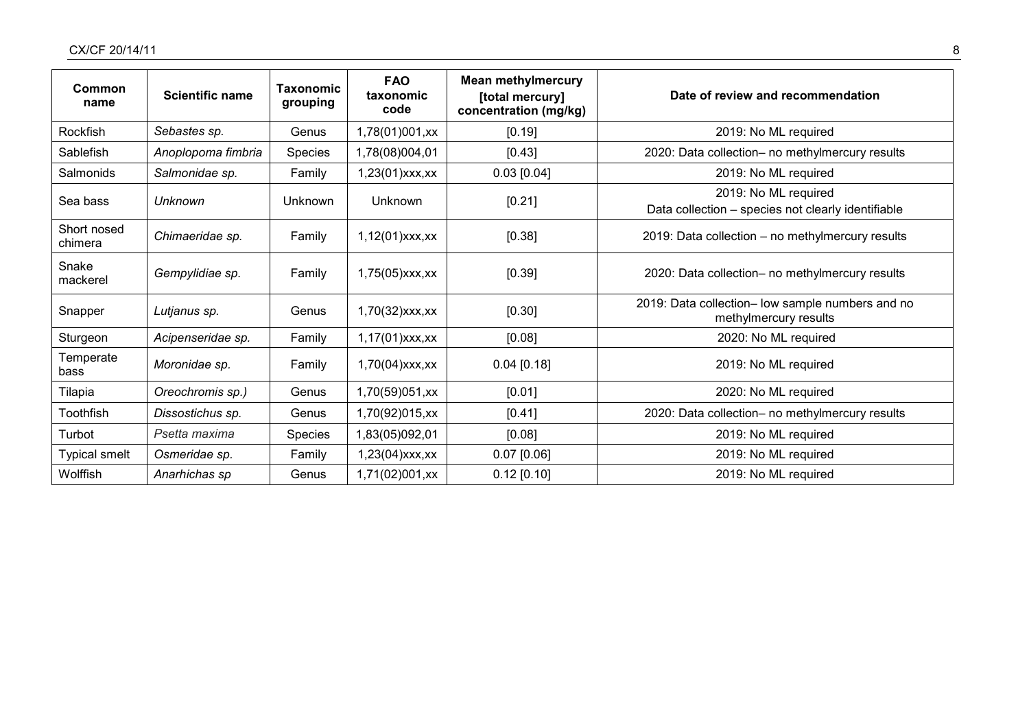| Common name | Scientific name | Taxonomic grouping | FAO taxonomic code | Mean methylmercury [total mercury] concentration (mg/kg) | Date of review and recommendation |
|---|---|---|---|---|---|
| Rockfish | *Sebastes sp.* | Genus | 1,78(01)001,xx | [0.19] | 2019: No ML required |
| Sablefish | *Anoplopoma fimbria* | Species | 1,78(08)004,01 | [0.43] | 2020: Data collection– no methylmercury results |
| Salmonids | *Salmonidae sp.* | Family | 1,23(01)xxx,xx | 0.03 [0.04] | 2019: No ML required |
| Sea bass | *Unknown* | Unknown | Unknown | [0.21] | 2019: No ML required<br>Data collection – species not clearly identifiable |
| Short nosed chimera | *Chimaeridae sp.* | Family | 1,12(01)xxx,xx | [0.38] | 2019: Data collection – no methylmercury results |
| Snake mackerel | *Gempylidiae sp.* | Family | 1,75(05)xxx,xx | [0.39] | 2020: Data collection– no methylmercury results |
| Snapper | *Lutjanus sp.* | Genus | 1,70(32)xxx,xx | [0.30] | 2019: Data collection– low sample numbers and no methylmercury results |
| Sturgeon | *Acipenseridae sp.* | Family | 1,17(01)xxx,xx | [0.08] | 2020: No ML required |
| Temperate bass | *Moronidae sp.* | Family | 1,70(04)xxx,xx | 0.04 [0.18] | 2019: No ML required |
| Tilapia | *Oreochromis sp.)* | Genus | 1,70(59)051,xx | [0.01] | 2020: No ML required |
| Toothfish | *Dissostichus sp.* | Genus | 1,70(92)015,xx | [0.41] | 2020: Data collection– no methylmercury results |
| Turbot | *Psetta maxima* | Species | 1,83(05)092,01 | [0.08] | 2019: No ML required |
| Typical smelt | *Osmeridae sp.* | Family | 1,23(04)xxx,xx | 0.07 [0.06] | 2019: No ML required |
| Wolffish | *Anarhichas sp* | Genus | 1,71(02)001,xx | 0.12 [0.10] | 2019: No ML required |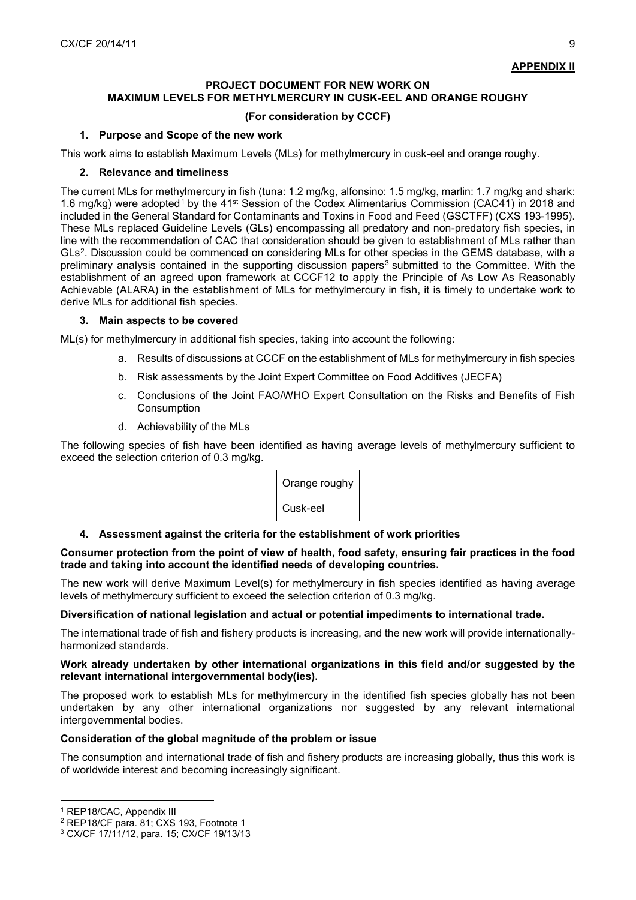**APPENDIX II**

## PROJECT DOCUMENT FOR NEW WORK ON MAXIMUM LEVELS FOR METHYLMERCURY IN CUSK-EEL AND ORANGE ROUGHY

**(For consideration by CCCF)**

### 1. Purpose and Scope of the new work

This work aims to establish Maximum Levels (MLs) for methylmercury in cusk-eel and orange roughy.

### 2. Relevance and timeliness

The current MLs for methylmercury in fish (tuna: 1.2 mg/kg, alfonsino: 1.5 mg/kg, marlin: 1.7 mg/kg and shark: 1.6 mg/kg) were adopted[1] by the 41st Session of the Codex Alimentarius Commission (CAC41) in 2018 and included in the General Standard for Contaminants and Toxins in Food and Feed (GSCTFF) (CXS 193-1995). These MLs replaced Guideline Levels (GLs) encompassing all predatory and non-predatory fish species, in line with the recommendation of CAC that consideration should be given to establishment of MLs rather than GLs[2]. Discussion could be commenced on considering MLs for other species in the GEMS database, with a preliminary analysis contained in the supporting discussion papers[3] submitted to the Committee. With the establishment of an agreed upon framework at CCCF12 to apply the Principle of As Low As Reasonably Achievable (ALARA) in the establishment of MLs for methylmercury in fish, it is timely to undertake work to derive MLs for additional fish species.

### 3. Main aspects to be covered

ML(s) for methylmercury in additional fish species, taking into account the following:

a. Results of discussions at CCCF on the establishment of MLs for methylmercury in fish species

b. Risk assessments by the Joint Expert Committee on Food Additives (JECFA)

c. Conclusions of the Joint FAO/WHO Expert Consultation on the Risks and Benefits of Fish Consumption

d. Achievability of the MLs

The following species of fish have been identified as having average levels of methylmercury sufficient to exceed the selection criterion of 0.3 mg/kg.

| Orange roughy |
|---|
| Cusk-eel |

### 4. Assessment against the criteria for the establishment of work priorities

**Consumer protection from the point of view of health, food safety, ensuring fair practices in the food trade and taking into account the identified needs of developing countries.**

The new work will derive Maximum Level(s) for methylmercury in fish species identified as having average levels of methylmercury sufficient to exceed the selection criterion of 0.3 mg/kg.

**Diversification of national legislation and actual or potential impediments to international trade.**

The international trade of fish and fishery products is increasing, and the new work will provide internationally-harmonized standards.

**Work already undertaken by other international organizations in this field and/or suggested by the relevant international intergovernmental body(ies).**

The proposed work to establish MLs for methylmercury in the identified fish species globally has not been undertaken by any other international organizations nor suggested by any relevant international intergovernmental bodies.

**Consideration of the global magnitude of the problem or issue**

The consumption and international trade of fish and fishery products are increasing globally, thus this work is of worldwide interest and becoming increasingly significant.

---

[1] REP18/CAC, Appendix III

[2] REP18/CF para. 81; CXS 193, Footnote 1

[3] CX/CF 17/11/12, para. 15; CX/CF 19/13/13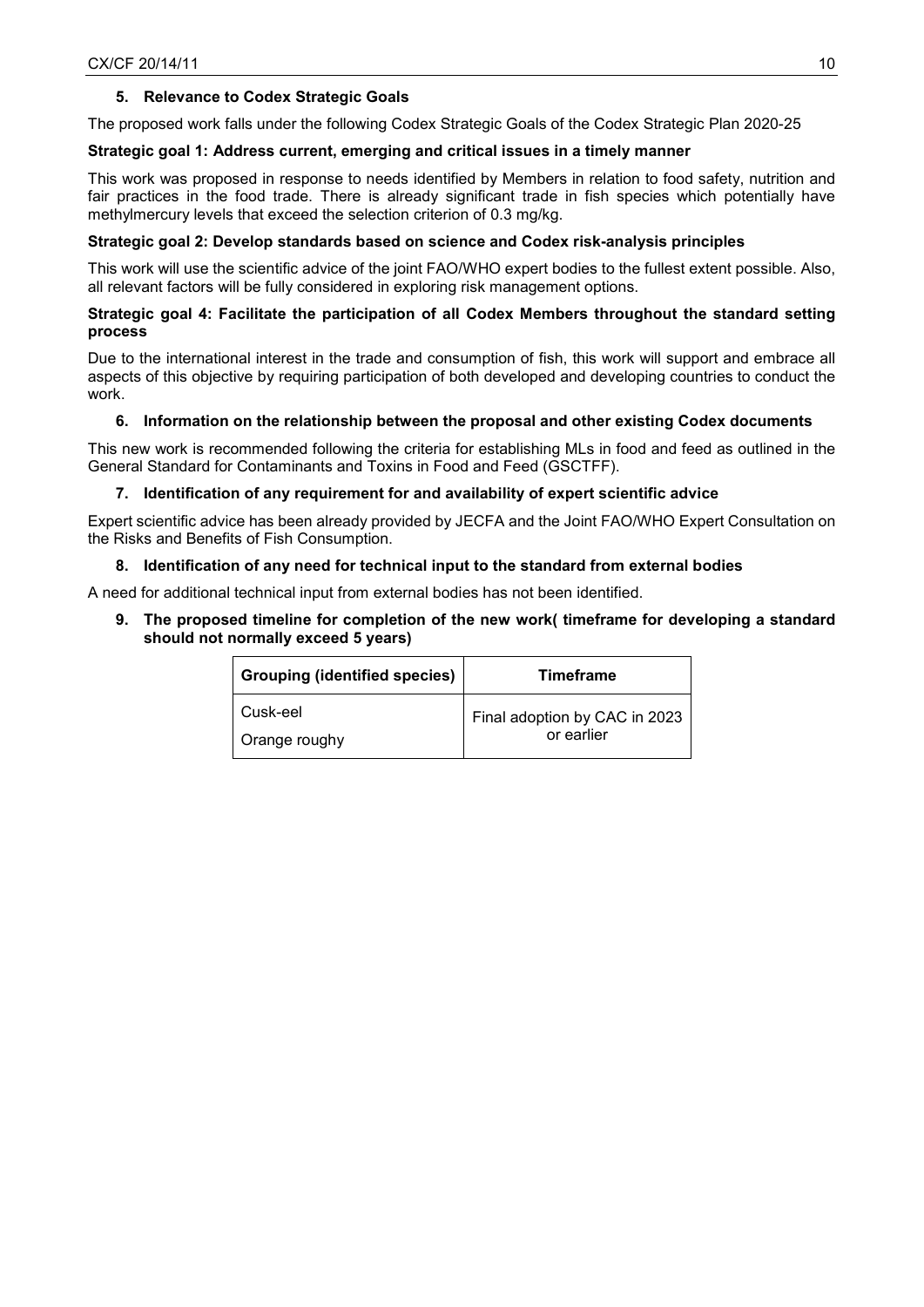### 5. Relevance to Codex Strategic Goals

The proposed work falls under the following Codex Strategic Goals of the Codex Strategic Plan 2020-25

**Strategic goal 1: Address current, emerging and critical issues in a timely manner**

This work was proposed in response to needs identified by Members in relation to food safety, nutrition and fair practices in the food trade. There is already significant trade in fish species which potentially have methylmercury levels that exceed the selection criterion of 0.3 mg/kg.

**Strategic goal 2: Develop standards based on science and Codex risk-analysis principles**

This work will use the scientific advice of the joint FAO/WHO expert bodies to the fullest extent possible. Also, all relevant factors will be fully considered in exploring risk management options.

**Strategic goal 4: Facilitate the participation of all Codex Members throughout the standard setting process**

Due to the international interest in the trade and consumption of fish, this work will support and embrace all aspects of this objective by requiring participation of both developed and developing countries to conduct the work.

### 6. Information on the relationship between the proposal and other existing Codex documents

This new work is recommended following the criteria for establishing MLs in food and feed as outlined in the General Standard for Contaminants and Toxins in Food and Feed (GSCTFF).

### 7. Identification of any requirement for and availability of expert scientific advice

Expert scientific advice has been already provided by JECFA and the Joint FAO/WHO Expert Consultation on the Risks and Benefits of Fish Consumption.

### 8. Identification of any need for technical input to the standard from external bodies

A need for additional technical input from external bodies has not been identified.

### 9. The proposed timeline for completion of the new work( timeframe for developing a standard should not normally exceed 5 years)

| Grouping (identified species) | Timeframe |
|---|---|
| Cusk-eel<br>Orange roughy | Final adoption by CAC in 2023 or earlier |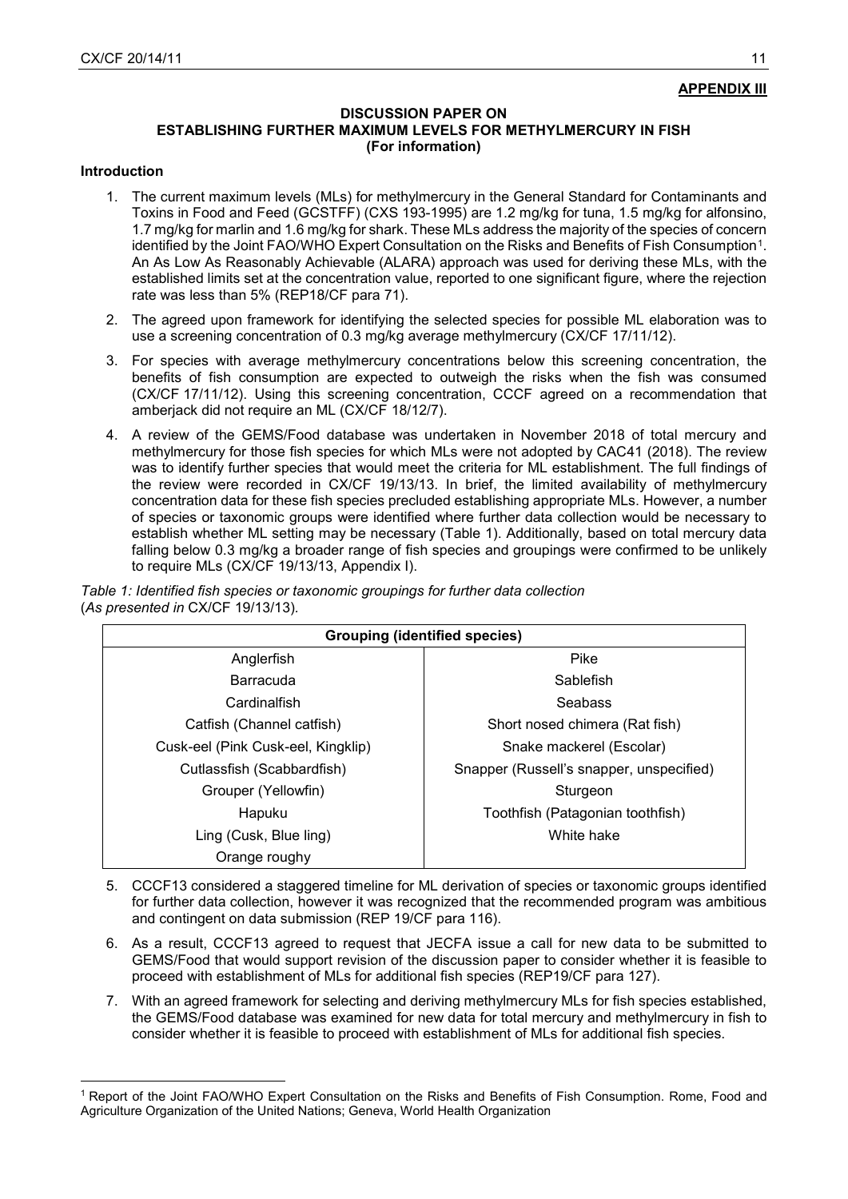**APPENDIX III**

**DISCUSSION PAPER ON ESTABLISHING FURTHER MAXIMUM LEVELS FOR METHYLMERCURY IN FISH (For information)**

**Introduction**

1. The current maximum levels (MLs) for methylmercury in the General Standard for Contaminants and Toxins in Food and Feed (GCSTFF) (CXS 193-1995) are 1.2 mg/kg for tuna, 1.5 mg/kg for alfonsino, 1.7 mg/kg for marlin and 1.6 mg/kg for shark. These MLs address the majority of the species of concern identified by the Joint FAO/WHO Expert Consultation on the Risks and Benefits of Fish Consumption[1]. An As Low As Reasonably Achievable (ALARA) approach was used for deriving these MLs, with the established limits set at the concentration value, reported to one significant figure, where the rejection rate was less than 5% (REP18/CF para 71).
2. The agreed upon framework for identifying the selected species for possible ML elaboration was to use a screening concentration of 0.3 mg/kg average methylmercury (CX/CF 17/11/12).
3. For species with average methylmercury concentrations below this screening concentration, the benefits of fish consumption are expected to outweigh the risks when the fish was consumed (CX/CF 17/11/12). Using this screening concentration, CCCF agreed on a recommendation that amberjack did not require an ML (CX/CF 18/12/7).
4. A review of the GEMS/Food database was undertaken in November 2018 of total mercury and methylmercury for those fish species for which MLs were not adopted by CAC41 (2018). The review was to identify further species that would meet the criteria for ML establishment. The full findings of the review were recorded in CX/CF 19/13/13. In brief, the limited availability of methylmercury concentration data for these fish species precluded establishing appropriate MLs. However, a number of species or taxonomic groups were identified where further data collection would be necessary to establish whether ML setting may be necessary (Table 1). Additionally, based on total mercury data falling below 0.3 mg/kg a broader range of fish species and groupings were confirmed to be unlikely to require MLs (CX/CF 19/13/13, Appendix I).

*Table 1: Identified fish species or taxonomic groupings for further data collection* (*As presented in* CX/CF 19/13/13).

| Grouping (identified species) | |
|---|---|
| Anglerfish | Pike |
| Barracuda | Sablefish |
| Cardinalfish | Seabass |
| Catfish (Channel catfish) | Short nosed chimera (Rat fish) |
| Cusk-eel (Pink Cusk-eel, Kingklip) | Snake mackerel (Escolar) |
| Cutlassfish (Scabbardfish) | Snapper (Russell's snapper, unspecified) |
| Grouper (Yellowfin) | Sturgeon |
| Hapuku | Toothfish (Patagonian toothfish) |
| Ling (Cusk, Blue ling) | White hake |
| Orange roughy | |

5. CCCF13 considered a staggered timeline for ML derivation of species or taxonomic groups identified for further data collection, however it was recognized that the recommended program was ambitious and contingent on data submission (REP 19/CF para 116).
6. As a result, CCCF13 agreed to request that JECFA issue a call for new data to be submitted to GEMS/Food that would support revision of the discussion paper to consider whether it is feasible to proceed with establishment of MLs for additional fish species (REP19/CF para 127).
7. With an agreed framework for selecting and deriving methylmercury MLs for fish species established, the GEMS/Food database was examined for new data for total mercury and methylmercury in fish to consider whether it is feasible to proceed with establishment of MLs for additional fish species.

[1] Report of the Joint FAO/WHO Expert Consultation on the Risks and Benefits of Fish Consumption. Rome, Food and Agriculture Organization of the United Nations; Geneva, World Health Organization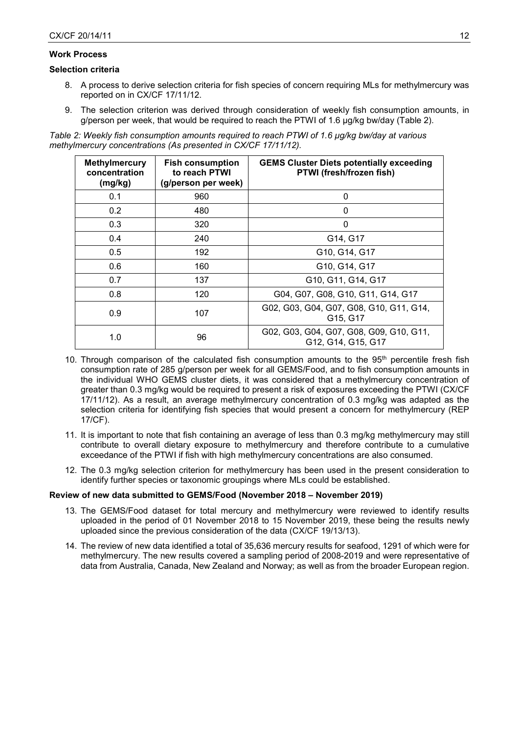### Work Process

#### Selection criteria

8. A process to derive selection criteria for fish species of concern requiring MLs for methylmercury was reported on in CX/CF 17/11/12.

9. The selection criterion was derived through consideration of weekly fish consumption amounts, in g/person per week, that would be required to reach the PTWI of 1.6 µg/kg bw/day (Table 2).

*Table 2: Weekly fish consumption amounts required to reach PTWI of 1.6 µg/kg bw/day at various methylmercury concentrations (As presented in CX/CF 17/11/12).*

| Methylmercury concentration (mg/kg) | Fish consumption to reach PTWI (g/person per week) | GEMS Cluster Diets potentially exceeding PTWI (fresh/frozen fish) |
|---|---|---|
| 0.1 | 960 | 0 |
| 0.2 | 480 | 0 |
| 0.3 | 320 | 0 |
| 0.4 | 240 | G14, G17 |
| 0.5 | 192 | G10, G14, G17 |
| 0.6 | 160 | G10, G14, G17 |
| 0.7 | 137 | G10, G11, G14, G17 |
| 0.8 | 120 | G04, G07, G08, G10, G11, G14, G17 |
| 0.9 | 107 | G02, G03, G04, G07, G08, G10, G11, G14, G15, G17 |
| 1.0 | 96 | G02, G03, G04, G07, G08, G09, G10, G11, G12, G14, G15, G17 |

10. Through comparison of the calculated fish consumption amounts to the 95th percentile fresh fish consumption rate of 285 g/person per week for all GEMS/Food, and to fish consumption amounts in the individual WHO GEMS cluster diets, it was considered that a methylmercury concentration of greater than 0.3 mg/kg would be required to present a risk of exposures exceeding the PTWI (CX/CF 17/11/12). As a result, an average methylmercury concentration of 0.3 mg/kg was adapted as the selection criteria for identifying fish species that would present a concern for methylmercury (REP 17/CF).

11. It is important to note that fish containing an average of less than 0.3 mg/kg methylmercury may still contribute to overall dietary exposure to methylmercury and therefore contribute to a cumulative exceedance of the PTWI if fish with high methylmercury concentrations are also consumed.

12. The 0.3 mg/kg selection criterion for methylmercury has been used in the present consideration to identify further species or taxonomic groupings where MLs could be established.

#### Review of new data submitted to GEMS/Food (November 2018 – November 2019)

13. The GEMS/Food dataset for total mercury and methylmercury were reviewed to identify results uploaded in the period of 01 November 2018 to 15 November 2019, these being the results newly uploaded since the previous consideration of the data (CX/CF 19/13/13).

14. The review of new data identified a total of 35,636 mercury results for seafood, 1291 of which were for methylmercury. The new results covered a sampling period of 2008-2019 and were representative of data from Australia, Canada, New Zealand and Norway; as well as from the broader European region.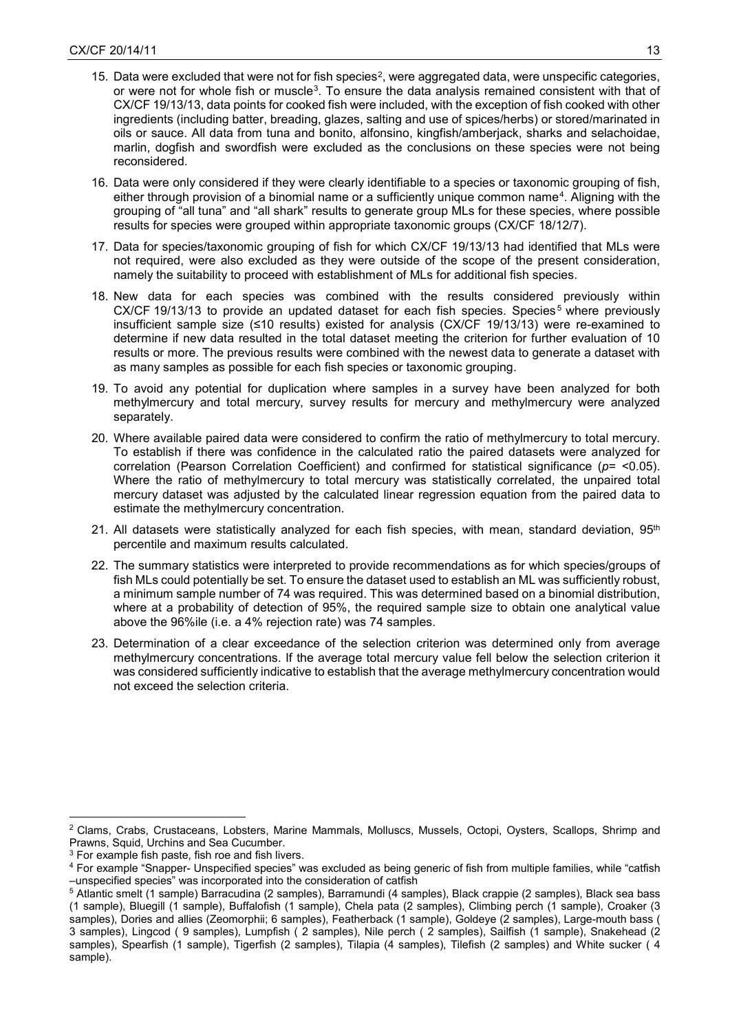15. Data were excluded that were not for fish species[2], were aggregated data, were unspecific categories, or were not for whole fish or muscle[3]. To ensure the data analysis remained consistent with that of CX/CF 19/13/13, data points for cooked fish were included, with the exception of fish cooked with other ingredients (including batter, breading, glazes, salting and use of spices/herbs) or stored/marinated in oils or sauce. All data from tuna and bonito, alfonsino, kingfish/amberjack, sharks and selachoidae, marlin, dogfish and swordfish were excluded as the conclusions on these species were not being reconsidered.

16. Data were only considered if they were clearly identifiable to a species or taxonomic grouping of fish, either through provision of a binomial name or a sufficiently unique common name[4]. Aligning with the grouping of "all tuna" and "all shark" results to generate group MLs for these species, where possible results for species were grouped within appropriate taxonomic groups (CX/CF 18/12/7).

17. Data for species/taxonomic grouping of fish for which CX/CF 19/13/13 had identified that MLs were not required, were also excluded as they were outside of the scope of the present consideration, namely the suitability to proceed with establishment of MLs for additional fish species.

18. New data for each species was combined with the results considered previously within CX/CF 19/13/13 to provide an updated dataset for each fish species. Species[5] where previously insufficient sample size (≤10 results) existed for analysis (CX/CF 19/13/13) were re-examined to determine if new data resulted in the total dataset meeting the criterion for further evaluation of 10 results or more. The previous results were combined with the newest data to generate a dataset with as many samples as possible for each fish species or taxonomic grouping.

19. To avoid any potential for duplication where samples in a survey have been analyzed for both methylmercury and total mercury, survey results for mercury and methylmercury were analyzed separately.

20. Where available paired data were considered to confirm the ratio of methylmercury to total mercury. To establish if there was confidence in the calculated ratio the paired datasets were analyzed for correlation (Pearson Correlation Coefficient) and confirmed for statistical significance ($p$= <0.05). Where the ratio of methylmercury to total mercury was statistically correlated, the unpaired total mercury dataset was adjusted by the calculated linear regression equation from the paired data to estimate the methylmercury concentration.

21. All datasets were statistically analyzed for each fish species, with mean, standard deviation, 95th percentile and maximum results calculated.

22. The summary statistics were interpreted to provide recommendations as for which species/groups of fish MLs could potentially be set. To ensure the dataset used to establish an ML was sufficiently robust, a minimum sample number of 74 was required. This was determined based on a binomial distribution, where at a probability of detection of 95%, the required sample size to obtain one analytical value above the 96%ile (i.e. a 4% rejection rate) was 74 samples.

23. Determination of a clear exceedance of the selection criterion was determined only from average methylmercury concentrations. If the average total mercury value fell below the selection criterion it was considered sufficiently indicative to establish that the average methylmercury concentration would not exceed the selection criteria.

---

[2] Clams, Crabs, Crustaceans, Lobsters, Marine Mammals, Molluscs, Mussels, Octopi, Oysters, Scallops, Shrimp and Prawns, Squid, Urchins and Sea Cucumber.

[3] For example fish paste, fish roe and fish livers.

[4] For example "Snapper- Unspecified species" was excluded as being generic of fish from multiple families, while "catfish –unspecified species" was incorporated into the consideration of catfish

[5] Atlantic smelt (1 sample) Barracudina (2 samples), Barramundi (4 samples), Black crappie (2 samples), Black sea bass (1 sample), Bluegill (1 sample), Buffalofish (1 sample), Chela pata (2 samples), Climbing perch (1 sample), Croaker (3 samples), Dories and allies (Zeomorphii; 6 samples), Featherback (1 sample), Goldeye (2 samples), Large-mouth bass ( 3 samples), Lingcod ( 9 samples), Lumpfish ( 2 samples), Nile perch ( 2 samples), Sailfish (1 sample), Snakehead (2 samples), Spearfish (1 sample), Tigerfish (2 samples), Tilapia (4 samples), Tilefish (2 samples) and White sucker ( 4 sample).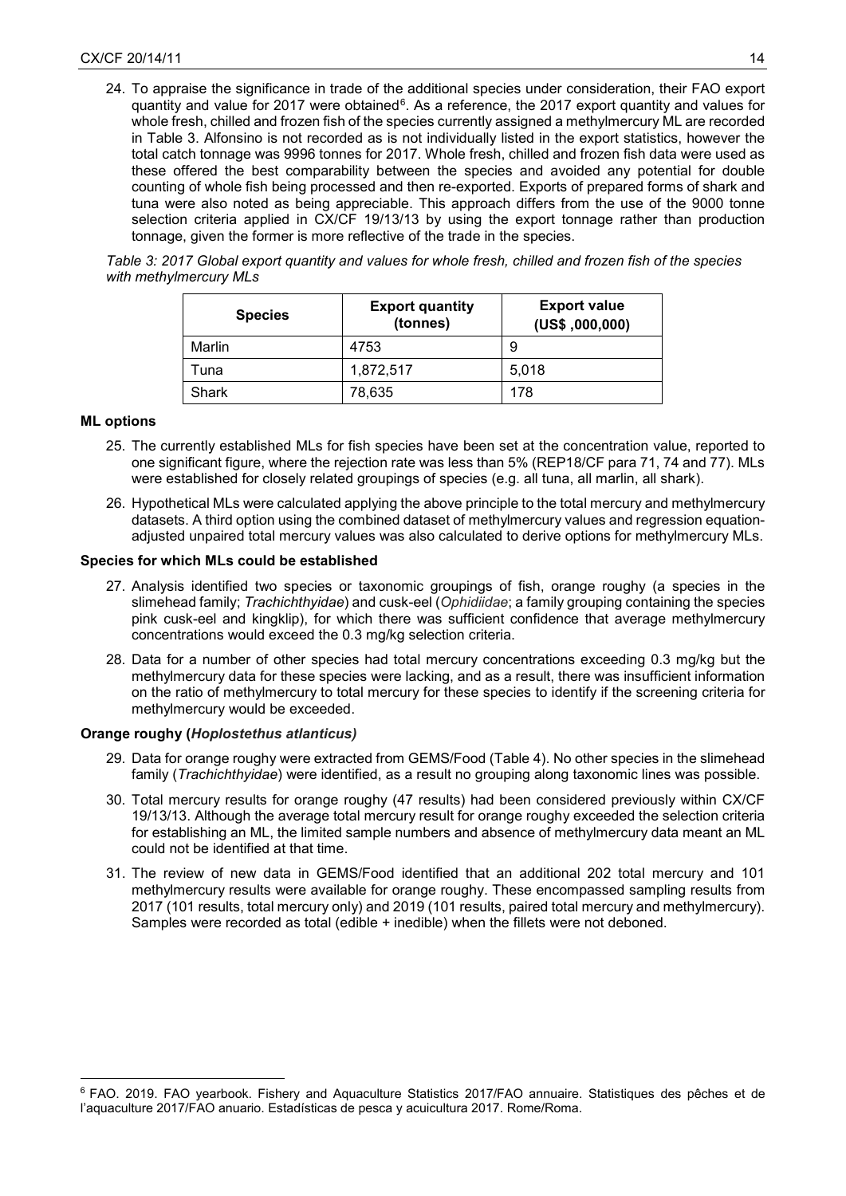24. To appraise the significance in trade of the additional species under consideration, their FAO export quantity and value for 2017 were obtained[6]. As a reference, the 2017 export quantity and values for whole fresh, chilled and frozen fish of the species currently assigned a methylmercury ML are recorded in Table 3. Alfonsino is not recorded as is not individually listed in the export statistics, however the total catch tonnage was 9996 tonnes for 2017. Whole fresh, chilled and frozen fish data were used as these offered the best comparability between the species and avoided any potential for double counting of whole fish being processed and then re-exported. Exports of prepared forms of shark and tuna were also noted as being appreciable. This approach differs from the use of the 9000 tonne selection criteria applied in CX/CF 19/13/13 by using the export tonnage rather than production tonnage, given the former is more reflective of the trade in the species.

*Table 3: 2017 Global export quantity and values for whole fresh, chilled and frozen fish of the species with methylmercury MLs*

| Species | Export quantity (tonnes) | Export value (US$ ,000,000) |
| --- | --- | --- |
| Marlin | 4753 | 9 |
| Tuna | 1,872,517 | 5,018 |
| Shark | 78,635 | 178 |

**ML options**

25. The currently established MLs for fish species have been set at the concentration value, reported to one significant figure, where the rejection rate was less than 5% (REP18/CF para 71, 74 and 77). MLs were established for closely related groupings of species (e.g. all tuna, all marlin, all shark).

26. Hypothetical MLs were calculated applying the above principle to the total mercury and methylmercury datasets. A third option using the combined dataset of methylmercury values and regression equation-adjusted unpaired total mercury values was also calculated to derive options for methylmercury MLs.

**Species for which MLs could be established**

27. Analysis identified two species or taxonomic groupings of fish, orange roughy (a species in the slimehead family; *Trachichthyidae*) and cusk-eel (*Ophidiidae*; a family grouping containing the species pink cusk-eel and kingklip), for which there was sufficient confidence that average methylmercury concentrations would exceed the 0.3 mg/kg selection criteria.

28. Data for a number of other species had total mercury concentrations exceeding 0.3 mg/kg but the methylmercury data for these species were lacking, and as a result, there was insufficient information on the ratio of methylmercury to total mercury for these species to identify if the screening criteria for methylmercury would be exceeded.

**Orange roughy (*Hoplostethus atlanticus*)**

29. Data for orange roughy were extracted from GEMS/Food (Table 4). No other species in the slimehead family (*Trachichthyidae*) were identified, as a result no grouping along taxonomic lines was possible.

30. Total mercury results for orange roughy (47 results) had been considered previously within CX/CF 19/13/13. Although the average total mercury result for orange roughy exceeded the selection criteria for establishing an ML, the limited sample numbers and absence of methylmercury data meant an ML could not be identified at that time.

31. The review of new data in GEMS/Food identified that an additional 202 total mercury and 101 methylmercury results were available for orange roughy. These encompassed sampling results from 2017 (101 results, total mercury only) and 2019 (101 results, paired total mercury and methylmercury). Samples were recorded as total (edible + inedible) when the fillets were not deboned.

[6] FAO. 2019. FAO yearbook. Fishery and Aquaculture Statistics 2017/FAO annuaire. Statistiques des pêches et de l'aquaculture 2017/FAO anuario. Estadísticas de pesca y acuicultura 2017. Rome/Roma.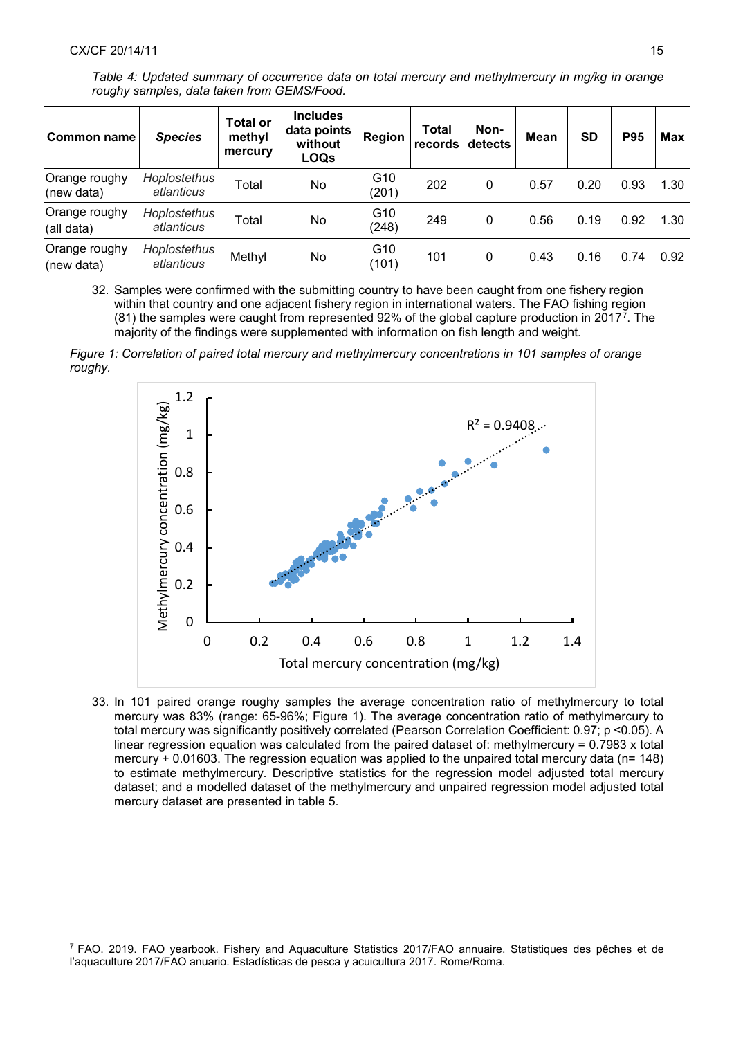*Table 4: Updated summary of occurrence data on total mercury and methylmercury in mg/kg in orange roughy samples, data taken from GEMS/Food.*

| Common name | *Species* | Total or methyl mercury | Includes data points without LOQs | Region | Total records | Non-detects | Mean | SD | P95 | Max |
|---|---|---|---|---|---|---|---|---|---|---|
| Orange roughy (new data) | *Hoplostethus atlanticus* | Total | No | G10 (201) | 202 | 0 | 0.57 | 0.20 | 0.93 | 1.30 |
| Orange roughy (all data) | *Hoplostethus atlanticus* | Total | No | G10 (248) | 249 | 0 | 0.56 | 0.19 | 0.92 | 1.30 |
| Orange roughy (new data) | *Hoplostethus atlanticus* | Methyl | No | G10 (101) | 101 | 0 | 0.43 | 0.16 | 0.74 | 0.92 |

32. Samples were confirmed with the submitting country to have been caught from one fishery region within that country and one adjacent fishery region in international waters. The FAO fishing region (81) the samples were caught from represented 92% of the global capture production in 2017[7]. The majority of the findings were supplemented with information on fish length and weight.

*Figure 1: Correlation of paired total mercury and methylmercury concentrations in 101 samples of orange roughy.*

33. In 101 paired orange roughy samples the average concentration ratio of methylmercury to total mercury was 83% (range: 65-96%; Figure 1). The average concentration ratio of methylmercury to total mercury was significantly positively correlated (Pearson Correlation Coefficient: 0.97; $p < 0.05$). A linear regression equation was calculated from the paired dataset of: methylmercury = 0.7983 x total mercury + 0.01603. The regression equation was applied to the unpaired total mercury data (n= 148) to estimate methylmercury. Descriptive statistics for the regression model adjusted total mercury dataset; and a modelled dataset of the methylmercury and unpaired regression model adjusted total mercury dataset are presented in table 5.

---

[7] FAO. 2019. FAO yearbook. Fishery and Aquaculture Statistics 2017/FAO annuaire. Statistiques des pêches et de l'aquaculture 2017/FAO anuario. Estadísticas de pesca y acuicultura 2017. Rome/Roma.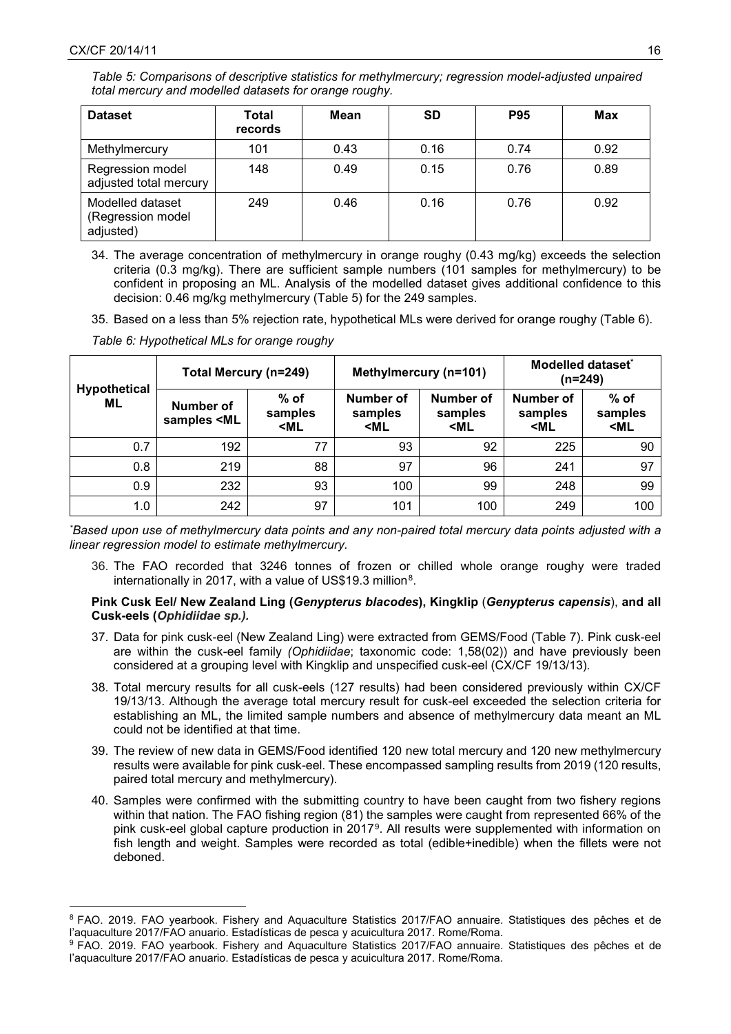*Table 5: Comparisons of descriptive statistics for methylmercury; regression model-adjusted unpaired total mercury and modelled datasets for orange roughy.*

| Dataset | Total records | Mean | SD | P95 | Max |
|---|---|---|---|---|---|
| Methylmercury | 101 | 0.43 | 0.16 | 0.74 | 0.92 |
| Regression model adjusted total mercury | 148 | 0.49 | 0.15 | 0.76 | 0.89 |
| Modelled dataset (Regression model adjusted) | 249 | 0.46 | 0.16 | 0.76 | 0.92 |

34. The average concentration of methylmercury in orange roughy (0.43 mg/kg) exceeds the selection criteria (0.3 mg/kg). There are sufficient sample numbers (101 samples for methylmercury) to be confident in proposing an ML. Analysis of the modelled dataset gives additional confidence to this decision: 0.46 mg/kg methylmercury (Table 5) for the 249 samples.

35. Based on a less than 5% rejection rate, hypothetical MLs were derived for orange roughy (Table 6).

*Table 6: Hypothetical MLs for orange roughy*

| Hypothetical ML | Total Mercury (n=249) | | Methylmercury (n=101) | | Modelled dataset* (n=249) | |
|---|---|---|---|---|---|---|
| | Number of samples <ML | % of samples <ML | Number of samples <ML | Number of samples <ML | Number of samples <ML | % of samples <ML |
| 0.7 | 192 | 77 | 93 | 92 | 225 | 90 |
| 0.8 | 219 | 88 | 97 | 96 | 241 | 97 |
| 0.9 | 232 | 93 | 100 | 99 | 248 | 99 |
| 1.0 | 242 | 97 | 101 | 100 | 249 | 100 |

*\*Based upon use of methylmercury data points and any non-paired total mercury data points adjusted with a linear regression model to estimate methylmercury.*

36. The FAO recorded that 3246 tonnes of frozen or chilled whole orange roughy were traded internationally in 2017, with a value of US$19.3 million[8].

**Pink Cusk Eel/ New Zealand Ling (*Genypterus blacodes*), Kingklip (*Genypterus capensis*), and all Cusk-eels (*Ophidiidae sp.).***

37. Data for pink cusk-eel (New Zealand Ling) were extracted from GEMS/Food (Table 7). Pink cusk-eel are within the cusk-eel family *(Ophidiidae*; taxonomic code: 1,58(02)) and have previously been considered at a grouping level with Kingklip and unspecified cusk-eel (CX/CF 19/13/13).

38. Total mercury results for all cusk-eels (127 results) had been considered previously within CX/CF 19/13/13. Although the average total mercury result for cusk-eel exceeded the selection criteria for establishing an ML, the limited sample numbers and absence of methylmercury data meant an ML could not be identified at that time.

39. The review of new data in GEMS/Food identified 120 new total mercury and 120 new methylmercury results were available for pink cusk-eel. These encompassed sampling results from 2019 (120 results, paired total mercury and methylmercury).

40. Samples were confirmed with the submitting country to have been caught from two fishery regions within that nation. The FAO fishing region (81) the samples were caught from represented 66% of the pink cusk-eel global capture production in 2017[9]. All results were supplemented with information on fish length and weight. Samples were recorded as total (edible+inedible) when the fillets were not deboned.

---

[8] FAO. 2019. FAO yearbook. Fishery and Aquaculture Statistics 2017/FAO annuaire. Statistiques des pêches et de l'aquaculture 2017/FAO anuario. Estadísticas de pesca y acuicultura 2017. Rome/Roma.

[9] FAO. 2019. FAO yearbook. Fishery and Aquaculture Statistics 2017/FAO annuaire. Statistiques des pêches et de l'aquaculture 2017/FAO anuario. Estadísticas de pesca y acuicultura 2017. Rome/Roma.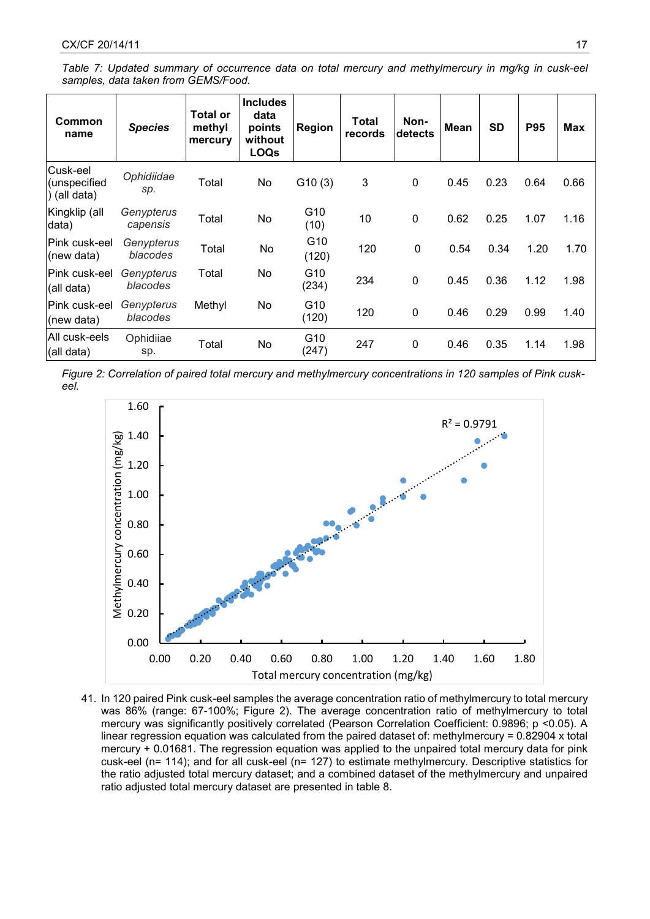*Table 7: Updated summary of occurrence data on total mercury and methylmercury in mg/kg in cusk-eel samples, data taken from GEMS/Food.*

| Common name | *Species* | Total or methyl mercury | Includes data points without LOQs | Region | Total records | Non-detects | Mean | SD | P95 | Max |
|---|---|---|---|---|---|---|---|---|---|---|
| Cusk-eel (unspecified) (all data) | *Ophidiidae sp.* | Total | No | G10 (3) | 3 | 0 | 0.45 | 0.23 | 0.64 | 0.66 |
| Kingklip (all data) | *Genypterus capensis* | Total | No | G10 (10) | 10 | 0 | 0.62 | 0.25 | 1.07 | 1.16 |
| Pink cusk-eel (new data) | *Genypterus blacodes* | Total | No | G10 (120) | 120 | 0 | 0.54 | 0.34 | 1.20 | 1.70 |
| Pink cusk-eel (all data) | *Genypterus blacodes* | Total | No | G10 (234) | 234 | 0 | 0.45 | 0.36 | 1.12 | 1.98 |
| Pink cusk-eel (new data) | *Genypterus blacodes* | Methyl | No | G10 (120) | 120 | 0 | 0.46 | 0.29 | 0.99 | 1.40 |
| All cusk-eels (all data) | Ophidiiae sp. | Total | No | G10 (247) | 247 | 0 | 0.46 | 0.35 | 1.14 | 1.98 |

*Figure 2: Correlation of paired total mercury and methylmercury concentrations in 120 samples of Pink cusk-eel.*

41. In 120 paired Pink cusk-eel samples the average concentration ratio of methylmercury to total mercury was 86% (range: 67-100%; Figure 2). The average concentration ratio of methylmercury to total mercury was significantly positively correlated (Pearson Correlation Coefficient: 0.9896; $p < 0.05$). A linear regression equation was calculated from the paired dataset of: methylmercury = 0.82904 x total mercury + 0.01681. The regression equation was applied to the unpaired total mercury data for pink cusk-eel (n= 114); and for all cusk-eel (n= 127) to estimate methylmercury. Descriptive statistics for the ratio adjusted total mercury dataset; and a combined dataset of the methylmercury and unpaired ratio adjusted total mercury dataset are presented in table 8.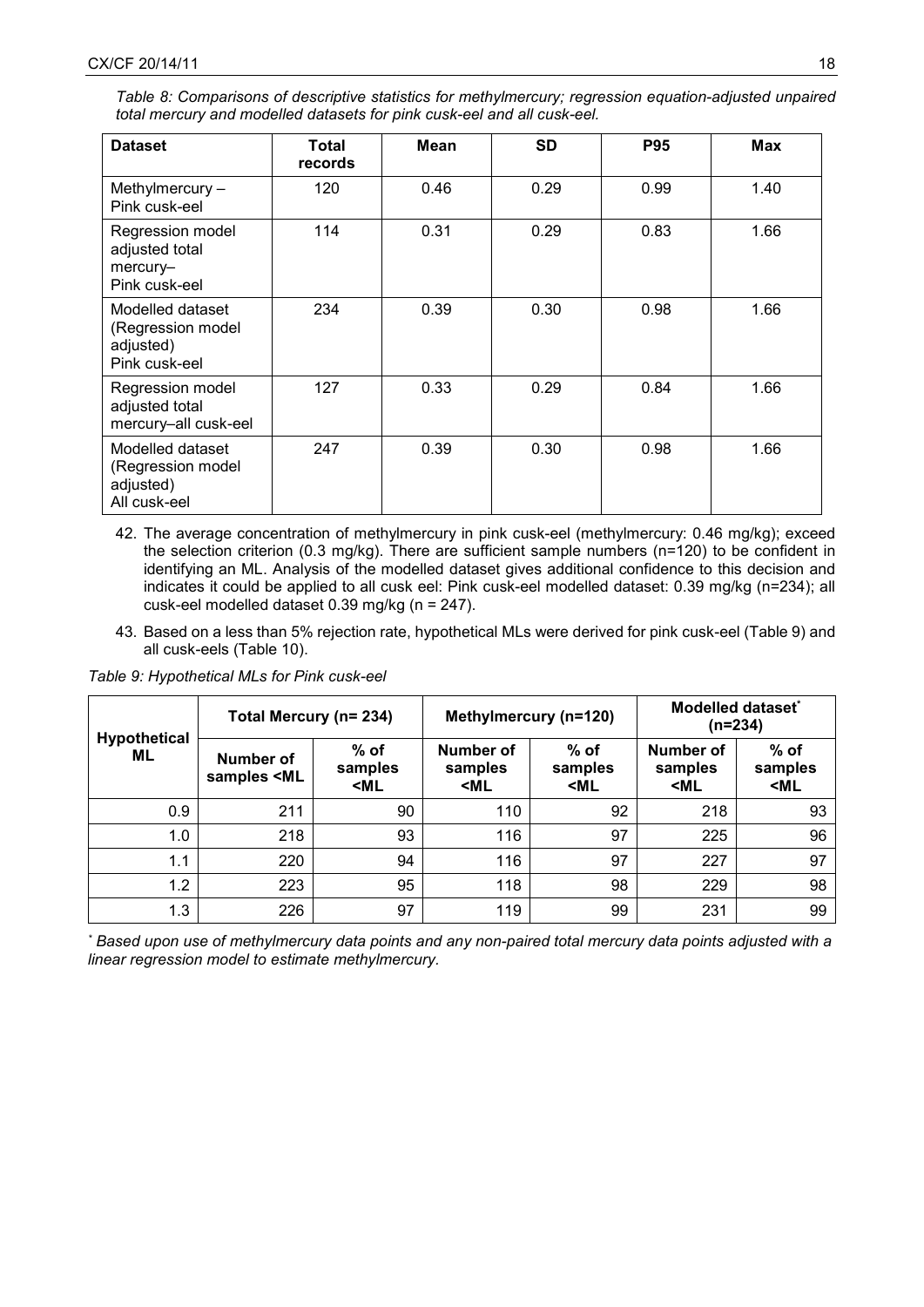*Table 8: Comparisons of descriptive statistics for methylmercury; regression equation-adjusted unpaired total mercury and modelled datasets for pink cusk-eel and all cusk-eel.*

| Dataset | Total records | Mean | SD | P95 | Max |
|---|---|---|---|---|---|
| Methylmercury – Pink cusk-eel | 120 | 0.46 | 0.29 | 0.99 | 1.40 |
| Regression model adjusted total mercury– Pink cusk-eel | 114 | 0.31 | 0.29 | 0.83 | 1.66 |
| Modelled dataset (Regression model adjusted) Pink cusk-eel | 234 | 0.39 | 0.30 | 0.98 | 1.66 |
| Regression model adjusted total mercury–all cusk-eel | 127 | 0.33 | 0.29 | 0.84 | 1.66 |
| Modelled dataset (Regression model adjusted) All cusk-eel | 247 | 0.39 | 0.30 | 0.98 | 1.66 |

42. The average concentration of methylmercury in pink cusk-eel (methylmercury: 0.46 mg/kg); exceed the selection criterion (0.3 mg/kg). There are sufficient sample numbers (n=120) to be confident in identifying an ML. Analysis of the modelled dataset gives additional confidence to this decision and indicates it could be applied to all cusk eel: Pink cusk-eel modelled dataset: 0.39 mg/kg (n=234); all cusk-eel modelled dataset 0.39 mg/kg (n = 247).

43. Based on a less than 5% rejection rate, hypothetical MLs were derived for pink cusk-eel (Table 9) and all cusk-eels (Table 10).

*Table 9: Hypothetical MLs for Pink cusk-eel*

| Hypothetical ML | Total Mercury (n= 234) | | Methylmercury (n=120) | | Modelled dataset* (n=234) | |
|---|---|---|---|---|---|---|
| | Number of samples <ML | % of samples <ML | Number of samples <ML | % of samples <ML | Number of samples <ML | % of samples <ML |
| 0.9 | 211 | 90 | 110 | 92 | 218 | 93 |
| 1.0 | 218 | 93 | 116 | 97 | 225 | 96 |
| 1.1 | 220 | 94 | 116 | 97 | 227 | 97 |
| 1.2 | 223 | 95 | 118 | 98 | 229 | 98 |
| 1.3 | 226 | 97 | 119 | 99 | 231 | 99 |

\* *Based upon use of methylmercury data points and any non-paired total mercury data points adjusted with a linear regression model to estimate methylmercury.*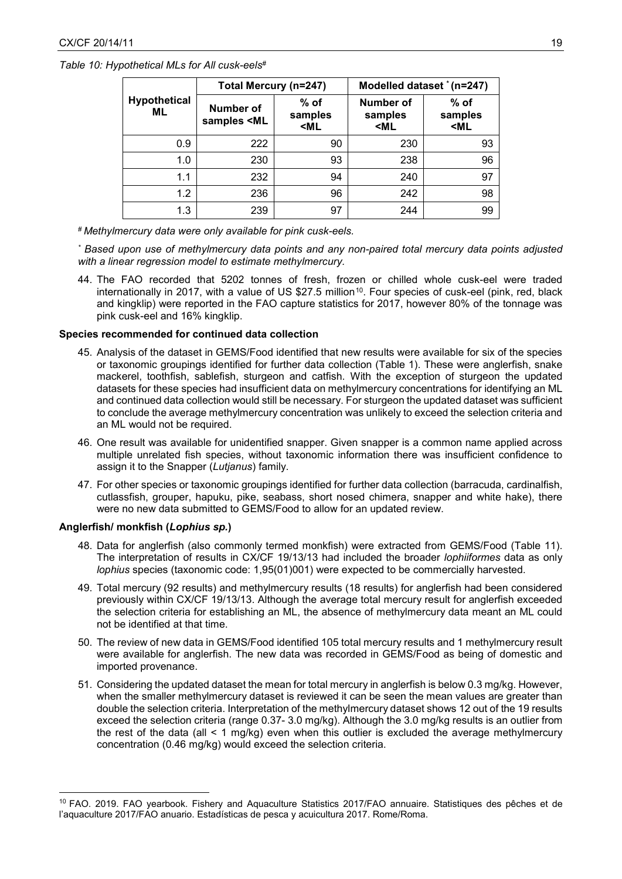*Table 10: Hypothetical MLs for All cusk-eels[#]*

| Hypothetical ML | Total Mercury (n=247) | | Modelled dataset [*] (n=247) | |
|---|---|---|---|---|
| | Number of samples <ML | % of samples <ML | Number of samples <ML | % of samples <ML |
| 0.9 | 222 | 90 | 230 | 93 |
| 1.0 | 230 | 93 | 238 | 96 |
| 1.1 | 232 | 94 | 240 | 97 |
| 1.2 | 236 | 96 | 242 | 98 |
| 1.3 | 239 | 97 | 244 | 99 |

[#] *Methylmercury data were only available for pink cusk-eels.*

[*] *Based upon use of methylmercury data points and any non-paired total mercury data points adjusted with a linear regression model to estimate methylmercury.*

44. The FAO recorded that 5202 tonnes of fresh, frozen or chilled whole cusk-eel were traded internationally in 2017, with a value of US $27.5 million[10]. Four species of cusk-eel (pink, red, black and kingklip) were reported in the FAO capture statistics for 2017, however 80% of the tonnage was pink cusk-eel and 16% kingklip.

**Species recommended for continued data collection**

45. Analysis of the dataset in GEMS/Food identified that new results were available for six of the species or taxonomic groupings identified for further data collection (Table 1). These were anglerfish, snake mackerel, toothfish, sablefish, sturgeon and catfish. With the exception of sturgeon the updated datasets for these species had insufficient data on methylmercury concentrations for identifying an ML and continued data collection would still be necessary. For sturgeon the updated dataset was sufficient to conclude the average methylmercury concentration was unlikely to exceed the selection criteria and an ML would not be required.

46. One result was available for unidentified snapper. Given snapper is a common name applied across multiple unrelated fish species, without taxonomic information there was insufficient confidence to assign it to the Snapper (*Lutjanus*) family.

47. For other species or taxonomic groupings identified for further data collection (barracuda, cardinalfish, cutlassfish, grouper, hapuku, pike, seabass, short nosed chimera, snapper and white hake), there were no new data submitted to GEMS/Food to allow for an updated review.

**Anglerfish/ monkfish (*Lophius sp.*)**

48. Data for anglerfish (also commonly termed monkfish) were extracted from GEMS/Food (Table 11). The interpretation of results in CX/CF 19/13/13 had included the broader *lophiiformes* data as only *lophius* species (taxonomic code: 1,95(01)001) were expected to be commercially harvested.

49. Total mercury (92 results) and methylmercury results (18 results) for anglerfish had been considered previously within CX/CF 19/13/13. Although the average total mercury result for anglerfish exceeded the selection criteria for establishing an ML, the absence of methylmercury data meant an ML could not be identified at that time.

50. The review of new data in GEMS/Food identified 105 total mercury results and 1 methylmercury result were available for anglerfish. The new data was recorded in GEMS/Food as being of domestic and imported provenance.

51. Considering the updated dataset the mean for total mercury in anglerfish is below 0.3 mg/kg. However, when the smaller methylmercury dataset is reviewed it can be seen the mean values are greater than double the selection criteria. Interpretation of the methylmercury dataset shows 12 out of the 19 results exceed the selection criteria (range 0.37- 3.0 mg/kg). Although the 3.0 mg/kg results is an outlier from the rest of the data (all < 1 mg/kg) even when this outlier is excluded the average methylmercury concentration (0.46 mg/kg) would exceed the selection criteria.

[10] FAO. 2019. FAO yearbook. Fishery and Aquaculture Statistics 2017/FAO annuaire. Statistiques des pêches et de l'aquaculture 2017/FAO anuario. Estadísticas de pesca y acuicultura 2017. Rome/Roma.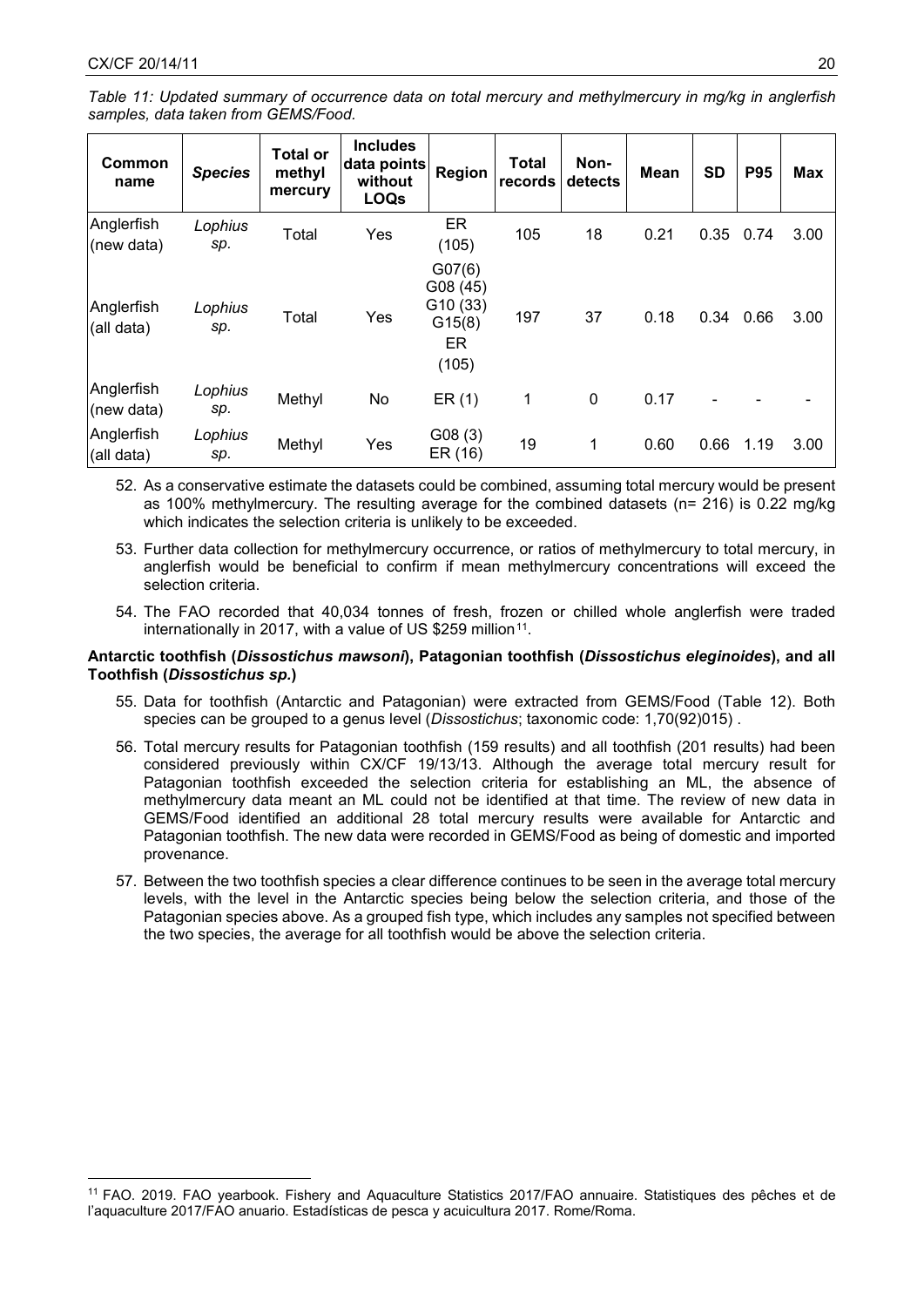*Table 11: Updated summary of occurrence data on total mercury and methylmercury in mg/kg in anglerfish samples, data taken from GEMS/Food.*

| Common name | *Species* | Total or methyl mercury | Includes data points without LOQs | Region | Total records | Non-detects | Mean | SD | P95 | Max |
|---|---|---|---|---|---|---|---|---|---|---|
| Anglerfish (new data) | *Lophius sp.* | Total | Yes | ER (105) | 105 | 18 | 0.21 | 0.35 | 0.74 | 3.00 |
| Anglerfish (all data) | *Lophius sp.* | Total | Yes | G07(6) G08 (45) G10 (33) G15(8) ER (105) | 197 | 37 | 0.18 | 0.34 | 0.66 | 3.00 |
| Anglerfish (new data) | *Lophius sp.* | Methyl | No | ER (1) | 1 | 0 | 0.17 | - | - | - |
| Anglerfish (all data) | *Lophius sp.* | Methyl | Yes | G08 (3) ER (16) | 19 | 1 | 0.60 | 0.66 | 1.19 | 3.00 |

52. As a conservative estimate the datasets could be combined, assuming total mercury would be present as 100% methylmercury. The resulting average for the combined datasets (n= 216) is 0.22 mg/kg which indicates the selection criteria is unlikely to be exceeded.
53. Further data collection for methylmercury occurrence, or ratios of methylmercury to total mercury, in anglerfish would be beneficial to confirm if mean methylmercury concentrations will exceed the selection criteria.
54. The FAO recorded that 40,034 tonnes of fresh, frozen or chilled whole anglerfish were traded internationally in 2017, with a value of US $259 million[11].

**Antarctic toothfish (*Dissostichus mawsoni*), Patagonian toothfish (*Dissostichus eleginoides*), and all Toothfish (*Dissostichus sp.*)**

55. Data for toothfish (Antarctic and Patagonian) were extracted from GEMS/Food (Table 12). Both species can be grouped to a genus level (*Dissostichus*; taxonomic code: 1,70(92)015) .
56. Total mercury results for Patagonian toothfish (159 results) and all toothfish (201 results) had been considered previously within CX/CF 19/13/13. Although the average total mercury result for Patagonian toothfish exceeded the selection criteria for establishing an ML, the absence of methylmercury data meant an ML could not be identified at that time. The review of new data in GEMS/Food identified an additional 28 total mercury results were available for Antarctic and Patagonian toothfish. The new data were recorded in GEMS/Food as being of domestic and imported provenance.
57. Between the two toothfish species a clear difference continues to be seen in the average total mercury levels, with the level in the Antarctic species being below the selection criteria, and those of the Patagonian species above. As a grouped fish type, which includes any samples not specified between the two species, the average for all toothfish would be above the selection criteria.

[11] FAO. 2019. FAO yearbook. Fishery and Aquaculture Statistics 2017/FAO annuaire. Statistiques des pêches et de l'aquaculture 2017/FAO anuario. Estadísticas de pesca y acuicultura 2017. Rome/Roma.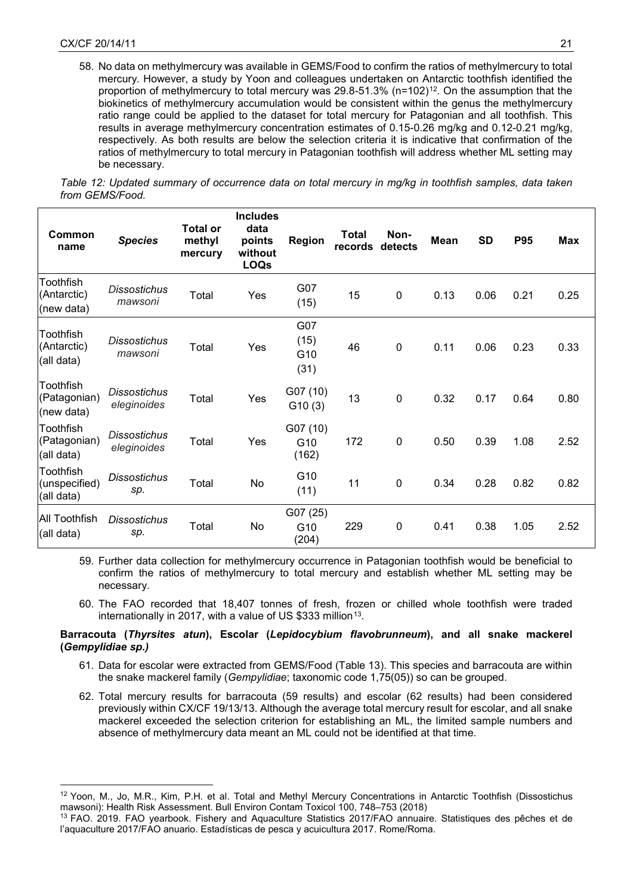58. No data on methylmercury was available in GEMS/Food to confirm the ratios of methylmercury to total mercury. However, a study by Yoon and colleagues undertaken on Antarctic toothfish identified the proportion of methylmercury to total mercury was 29.8-51.3% (n=102)[12]. On the assumption that the biokinetics of methylmercury accumulation would be consistent within the genus the methylmercury ratio range could be applied to the dataset for total mercury for Patagonian and all toothfish. This results in average methylmercury concentration estimates of 0.15-0.26 mg/kg and 0.12-0.21 mg/kg, respectively. As both results are below the selection criteria it is indicative that confirmation of the ratios of methylmercury to total mercury in Patagonian toothfish will address whether ML setting may be necessary.

*Table 12: Updated summary of occurrence data on total mercury in mg/kg in toothfish samples, data taken from GEMS/Food.*

| Common name | *Species* | Total or methyl mercury | Includes data points without LOQs | Region | Total records | Non-detects | Mean | SD | P95 | Max |
|---|---|---|---|---|---|---|---|---|---|---|
| Toothfish (Antarctic) (new data) | *Dissostichus mawsoni* | Total | Yes | G07 (15) | 15 | 0 | 0.13 | 0.06 | 0.21 | 0.25 |
| Toothfish (Antarctic) (all data) | *Dissostichus mawsoni* | Total | Yes | G07 (15) G10 (31) | 46 | 0 | 0.11 | 0.06 | 0.23 | 0.33 |
| Toothfish (Patagonian) (new data) | *Dissostichus eleginoides* | Total | Yes | G07 (10) G10 (3) | 13 | 0 | 0.32 | 0.17 | 0.64 | 0.80 |
| Toothfish (Patagonian) (all data) | *Dissostichus eleginoides* | Total | Yes | G07 (10) G10 (162) | 172 | 0 | 0.50 | 0.39 | 1.08 | 2.52 |
| Toothfish (unspecified) (all data) | *Dissostichus sp.* | Total | No | G10 (11) | 11 | 0 | 0.34 | 0.28 | 0.82 | 0.82 |
| All Toothfish (all data) | *Dissostichus sp.* | Total | No | G07 (25) G10 (204) | 229 | 0 | 0.41 | 0.38 | 1.05 | 2.52 |

59. Further data collection for methylmercury occurrence in Patagonian toothfish would be beneficial to confirm the ratios of methylmercury to total mercury and establish whether ML setting may be necessary.

60. The FAO recorded that 18,407 tonnes of fresh, frozen or chilled whole toothfish were traded internationally in 2017, with a value of US $333 million[13].

**Barracouta (*Thyrsites atun*), Escolar (*Lepidocybium flavobrunneum*), and all snake mackerel (*Gempylidiae sp.)***

61. Data for escolar were extracted from GEMS/Food (Table 13). This species and barracouta are within the snake mackerel family (*Gempylidiae*; taxonomic code 1,75(05)) so can be grouped.

62. Total mercury results for barracouta (59 results) and escolar (62 results) had been considered previously within CX/CF 19/13/13. Although the average total mercury result for escolar, and all snake mackerel exceeded the selection criterion for establishing an ML, the limited sample numbers and absence of methylmercury data meant an ML could not be identified at that time.

[12] Yoon, M., Jo, M.R., Kim, P.H. et al. Total and Methyl Mercury Concentrations in Antarctic Toothfish (Dissostichus mawsoni): Health Risk Assessment. Bull Environ Contam Toxicol 100, 748–753 (2018)

[13] FAO. 2019. FAO yearbook. Fishery and Aquaculture Statistics 2017/FAO annuaire. Statistiques des pêches et de l'aquaculture 2017/FAO anuario. Estadísticas de pesca y acuicultura 2017. Rome/Roma.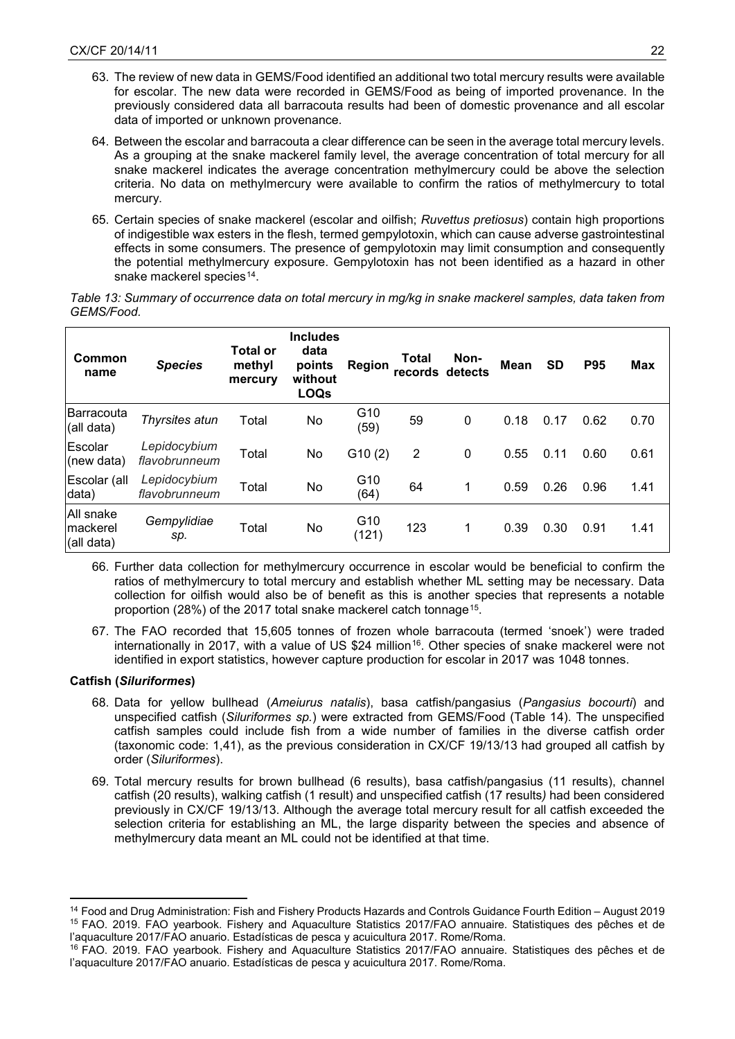63. The review of new data in GEMS/Food identified an additional two total mercury results were available for escolar. The new data were recorded in GEMS/Food as being of imported provenance. In the previously considered data all barracouta results had been of domestic provenance and all escolar data of imported or unknown provenance.

64. Between the escolar and barracouta a clear difference can be seen in the average total mercury levels. As a grouping at the snake mackerel family level, the average concentration of total mercury for all snake mackerel indicates the average concentration methylmercury could be above the selection criteria. No data on methylmercury were available to confirm the ratios of methylmercury to total mercury.

65. Certain species of snake mackerel (escolar and oilfish; *Ruvettus pretiosus*) contain high proportions of indigestible wax esters in the flesh, termed gempylotoxin, which can cause adverse gastrointestinal effects in some consumers. The presence of gempylotoxin may limit consumption and consequently the potential methylmercury exposure. Gempylotoxin has not been identified as a hazard in other snake mackerel species[14].

*Table 13: Summary of occurrence data on total mercury in mg/kg in snake mackerel samples, data taken from GEMS/Food.*

| Common name | *Species* | Total or methyl mercury | Includes data points without LOQs | Region | Total records | Non-detects | Mean | SD | P95 | Max |
|---|---|---|---|---|---|---|---|---|---|---|
| Barracouta (all data) | *Thyrsites atun* | Total | No | G10 (59) | 59 | 0 | 0.18 | 0.17 | 0.62 | 0.70 |
| Escolar (new data) | *Lepidocybium flavobrunneum* | Total | No | G10 (2) | 2 | 0 | 0.55 | 0.11 | 0.60 | 0.61 |
| Escolar (all data) | *Lepidocybium flavobrunneum* | Total | No | G10 (64) | 64 | 1 | 0.59 | 0.26 | 0.96 | 1.41 |
| All snake mackerel (all data) | *Gempylidiae sp.* | Total | No | G10 (121) | 123 | 1 | 0.39 | 0.30 | 0.91 | 1.41 |

66. Further data collection for methylmercury occurrence in escolar would be beneficial to confirm the ratios of methylmercury to total mercury and establish whether ML setting may be necessary. Data collection for oilfish would also be of benefit as this is another species that represents a notable proportion (28%) of the 2017 total snake mackerel catch tonnage[15].

67. The FAO recorded that 15,605 tonnes of frozen whole barracouta (termed 'snoek') were traded internationally in 2017, with a value of US $24 million[16]. Other species of snake mackerel were not identified in export statistics, however capture production for escolar in 2017 was 1048 tonnes.

**Catfish (*Siluriformes*)**

68. Data for yellow bullhead (*Ameiurus natalis*), basa catfish/pangasius (*Pangasius bocourti*) and unspecified catfish (*Siluriformes sp.*) were extracted from GEMS/Food (Table 14). The unspecified catfish samples could include fish from a wide number of families in the diverse catfish order (taxonomic code: 1,41), as the previous consideration in CX/CF 19/13/13 had grouped all catfish by order (*Siluriformes*).

69. Total mercury results for brown bullhead (6 results), basa catfish/pangasius (11 results), channel catfish (20 results), walking catfish (1 result) and unspecified catfish (17 results*)* had been considered previously in CX/CF 19/13/13. Although the average total mercury result for all catfish exceeded the selection criteria for establishing an ML, the large disparity between the species and absence of methylmercury data meant an ML could not be identified at that time.

---

[14] Food and Drug Administration: Fish and Fishery Products Hazards and Controls Guidance Fourth Edition – August 2019

[15] FAO. 2019. FAO yearbook. Fishery and Aquaculture Statistics 2017/FAO annuaire. Statistiques des pêches et de l'aquaculture 2017/FAO anuario. Estadísticas de pesca y acuicultura 2017. Rome/Roma.

[16] FAO. 2019. FAO yearbook. Fishery and Aquaculture Statistics 2017/FAO annuaire. Statistiques des pêches et de l'aquaculture 2017/FAO anuario. Estadísticas de pesca y acuicultura 2017. Rome/Roma.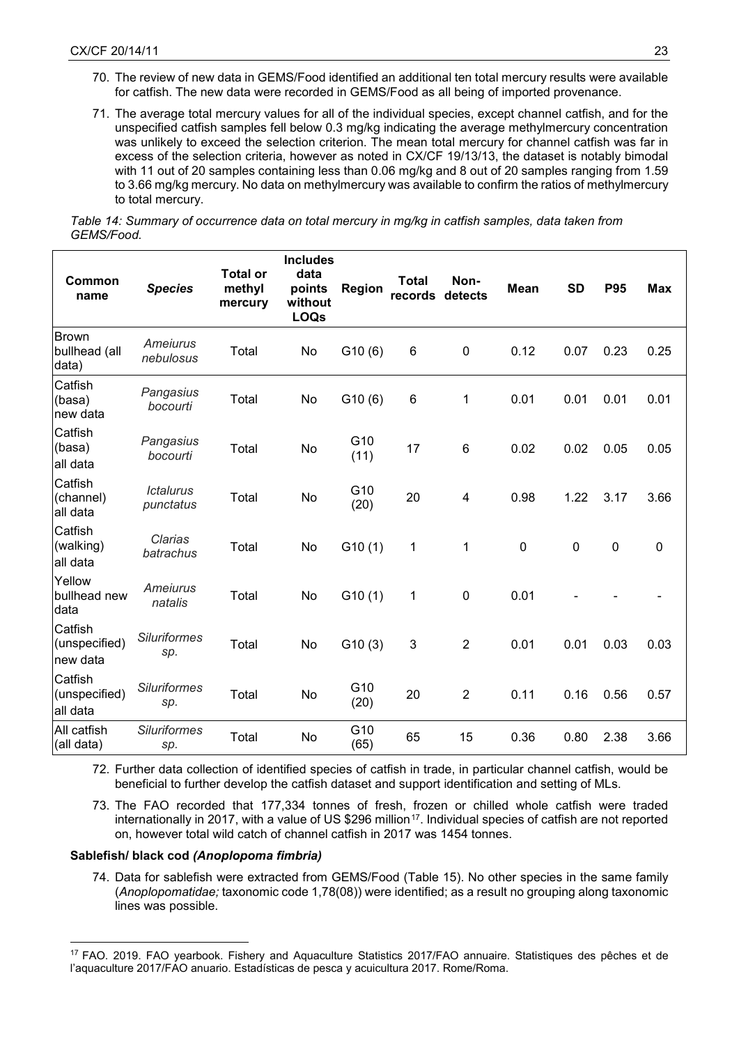70. The review of new data in GEMS/Food identified an additional ten total mercury results were available for catfish. The new data were recorded in GEMS/Food as all being of imported provenance.

71. The average total mercury values for all of the individual species, except channel catfish, and for the unspecified catfish samples fell below 0.3 mg/kg indicating the average methylmercury concentration was unlikely to exceed the selection criterion. The mean total mercury for channel catfish was far in excess of the selection criteria, however as noted in CX/CF 19/13/13, the dataset is notably bimodal with 11 out of 20 samples containing less than 0.06 mg/kg and 8 out of 20 samples ranging from 1.59 to 3.66 mg/kg mercury. No data on methylmercury was available to confirm the ratios of methylmercury to total mercury.

*Table 14: Summary of occurrence data on total mercury in mg/kg in catfish samples, data taken from GEMS/Food.*

| Common name | *Species* | Total or methyl mercury | Includes data points without LOQs | Region | Total records | Non-detects | Mean | SD | P95 | Max |
|---|---|---|---|---|---|---|---|---|---|---|
| Brown bullhead (all data) | *Ameiurus nebulosus* | Total | No | G10 (6) | 6 | 0 | 0.12 | 0.07 | 0.23 | 0.25 |
| Catfish (basa) new data | *Pangasius bocourti* | Total | No | G10 (6) | 6 | 1 | 0.01 | 0.01 | 0.01 | 0.01 |
| Catfish (basa) all data | *Pangasius bocourti* | Total | No | G10 (11) | 17 | 6 | 0.02 | 0.02 | 0.05 | 0.05 |
| Catfish (channel) all data | *Ictalurus punctatus* | Total | No | G10 (20) | 20 | 4 | 0.98 | 1.22 | 3.17 | 3.66 |
| Catfish (walking) all data | *Clarias batrachus* | Total | No | G10 (1) | 1 | 1 | 0 | 0 | 0 | 0 |
| Yellow bullhead new data | *Ameiurus natalis* | Total | No | G10 (1) | 1 | 0 | 0.01 | - | - | - |
| Catfish (unspecified) new data | *Siluriformes sp.* | Total | No | G10 (3) | 3 | 2 | 0.01 | 0.01 | 0.03 | 0.03 |
| Catfish (unspecified) all data | *Siluriformes sp.* | Total | No | G10 (20) | 20 | 2 | 0.11 | 0.16 | 0.56 | 0.57 |
| All catfish (all data) | *Siluriformes sp.* | Total | No | G10 (65) | 65 | 15 | 0.36 | 0.80 | 2.38 | 3.66 |

72. Further data collection of identified species of catfish in trade, in particular channel catfish, would be beneficial to further develop the catfish dataset and support identification and setting of MLs.

73. The FAO recorded that 177,334 tonnes of fresh, frozen or chilled whole catfish were traded internationally in 2017, with a value of US $296 million[17]. Individual species of catfish are not reported on, however total wild catch of channel catfish in 2017 was 1454 tonnes.

**Sablefish/ black cod *(Anoplopoma fimbria)***

74. Data for sablefish were extracted from GEMS/Food (Table 15). No other species in the same family (*Anoplopomatidae;* taxonomic code 1,78(08)) were identified; as a result no grouping along taxonomic lines was possible.

[17] FAO. 2019. FAO yearbook. Fishery and Aquaculture Statistics 2017/FAO annuaire. Statistiques des pêches et de l'aquaculture 2017/FAO anuario. Estadísticas de pesca y acuicultura 2017. Rome/Roma.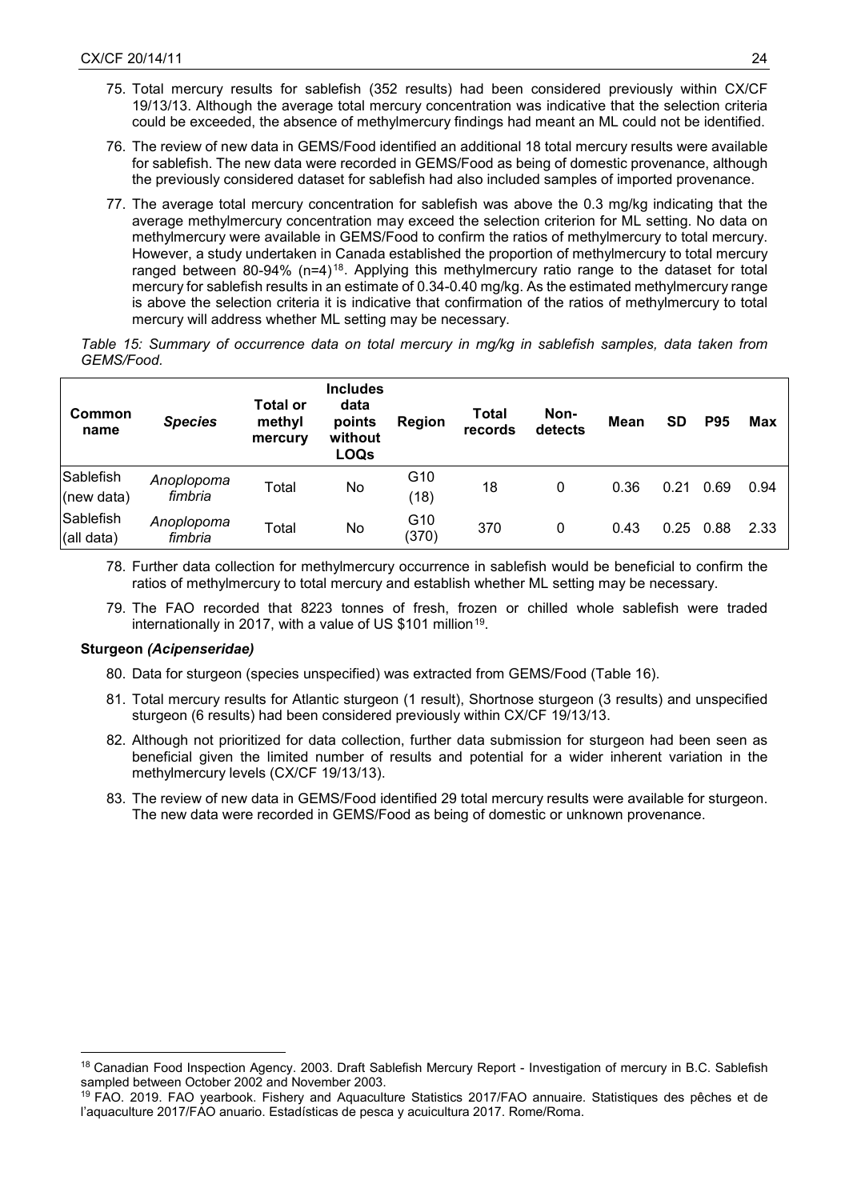75. Total mercury results for sablefish (352 results) had been considered previously within CX/CF 19/13/13. Although the average total mercury concentration was indicative that the selection criteria could be exceeded, the absence of methylmercury findings had meant an ML could not be identified.

76. The review of new data in GEMS/Food identified an additional 18 total mercury results were available for sablefish. The new data were recorded in GEMS/Food as being of domestic provenance, although the previously considered dataset for sablefish had also included samples of imported provenance.

77. The average total mercury concentration for sablefish was above the 0.3 mg/kg indicating that the average methylmercury concentration may exceed the selection criterion for ML setting. No data on methylmercury were available in GEMS/Food to confirm the ratios of methylmercury to total mercury. However, a study undertaken in Canada established the proportion of methylmercury to total mercury ranged between 80-94% (n=4)[18]. Applying this methylmercury ratio range to the dataset for total mercury for sablefish results in an estimate of 0.34-0.40 mg/kg. As the estimated methylmercury range is above the selection criteria it is indicative that confirmation of the ratios of methylmercury to total mercury will address whether ML setting may be necessary.

*Table 15: Summary of occurrence data on total mercury in mg/kg in sablefish samples, data taken from GEMS/Food.*

| Common name | *Species* | Total or methyl mercury | Includes data points without LOQs | Region | Total records | Non-detects | Mean | SD | P95 | Max |
|---|---|---|---|---|---|---|---|---|---|---|
| Sablefish (new data) | *Anoplopoma fimbria* | Total | No | G10 (18) | 18 | 0 | 0.36 | 0.21 | 0.69 | 0.94 |
| Sablefish (all data) | *Anoplopoma fimbria* | Total | No | G10 (370) | 370 | 0 | 0.43 | 0.25 | 0.88 | 2.33 |

78. Further data collection for methylmercury occurrence in sablefish would be beneficial to confirm the ratios of methylmercury to total mercury and establish whether ML setting may be necessary.

79. The FAO recorded that 8223 tonnes of fresh, frozen or chilled whole sablefish were traded internationally in 2017, with a value of US $101 million[19].

**Sturgeon *(Acipenseridae)***

80. Data for sturgeon (species unspecified) was extracted from GEMS/Food (Table 16).

81. Total mercury results for Atlantic sturgeon (1 result), Shortnose sturgeon (3 results) and unspecified sturgeon (6 results) had been considered previously within CX/CF 19/13/13.

82. Although not prioritized for data collection, further data submission for sturgeon had been seen as beneficial given the limited number of results and potential for a wider inherent variation in the methylmercury levels (CX/CF 19/13/13).

83. The review of new data in GEMS/Food identified 29 total mercury results were available for sturgeon. The new data were recorded in GEMS/Food as being of domestic or unknown provenance.

---

[18] Canadian Food Inspection Agency. 2003. Draft Sablefish Mercury Report - Investigation of mercury in B.C. Sablefish sampled between October 2002 and November 2003.

[19] FAO. 2019. FAO yearbook. Fishery and Aquaculture Statistics 2017/FAO annuaire. Statistiques des pêches et de l'aquaculture 2017/FAO anuario. Estadísticas de pesca y acuicultura 2017. Rome/Roma.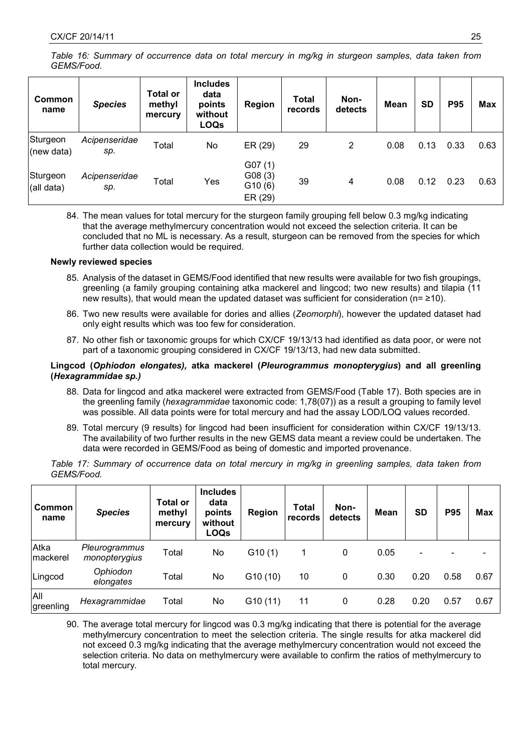*Table 16: Summary of occurrence data on total mercury in mg/kg in sturgeon samples, data taken from GEMS/Food.*

| Common name | *Species* | Total or methyl mercury | Includes data points without LOQs | Region | Total records | Non-detects | Mean | SD | P95 | Max |
|---|---|---|---|---|---|---|---|---|---|---|
| Sturgeon (new data) | *Acipenseridae sp.* | Total | No | ER (29) | 29 | 2 | 0.08 | 0.13 | 0.33 | 0.63 |
| Sturgeon (all data) | *Acipenseridae sp.* | Total | Yes | G07 (1) G08 (3) G10 (6) ER (29) | 39 | 4 | 0.08 | 0.12 | 0.23 | 0.63 |

84. The mean values for total mercury for the sturgeon family grouping fell below 0.3 mg/kg indicating that the average methylmercury concentration would not exceed the selection criteria. It can be concluded that no ML is necessary. As a result, sturgeon can be removed from the species for which further data collection would be required.

**Newly reviewed species**

85. Analysis of the dataset in GEMS/Food identified that new results were available for two fish groupings, greenling (a family grouping containing atka mackerel and lingcod; two new results) and tilapia (11 new results), that would mean the updated dataset was sufficient for consideration (n= ≥10).

86. Two new results were available for dories and allies (*Zeomorphi*), however the updated dataset had only eight results which was too few for consideration.

87. No other fish or taxonomic groups for which CX/CF 19/13/13 had identified as data poor, or were not part of a taxonomic grouping considered in CX/CF 19/13/13, had new data submitted.

**Lingcod (*Ophiodon elongates),* atka mackerel (*Pleurogrammus monopterygius*) and all greenling (*Hexagrammidae sp.)***

88. Data for lingcod and atka mackerel were extracted from GEMS/Food (Table 17). Both species are in the greenling family (*hexagrammidae* taxonomic code: 1,78(07)) as a result a grouping to family level was possible. All data points were for total mercury and had the assay LOD/LOQ values recorded.

89. Total mercury (9 results) for lingcod had been insufficient for consideration within CX/CF 19/13/13. The availability of two further results in the new GEMS data meant a review could be undertaken. The data were recorded in GEMS/Food as being of domestic and imported provenance.

*Table 17: Summary of occurrence data on total mercury in mg/kg in greenling samples, data taken from GEMS/Food.*

| Common name | *Species* | Total or methyl mercury | Includes data points without LOQs | Region | Total records | Non-detects | Mean | SD | P95 | Max |
|---|---|---|---|---|---|---|---|---|---|---|
| Atka mackerel | *Pleurogrammus monopterygius* | Total | No | G10 (1) | 1 | 0 | 0.05 | - | - | - |
| Lingcod | *Ophiodon elongates* | Total | No | G10 (10) | 10 | 0 | 0.30 | 0.20 | 0.58 | 0.67 |
| All greenling | *Hexagrammidae* | Total | No | G10 (11) | 11 | 0 | 0.28 | 0.20 | 0.57 | 0.67 |

90. The average total mercury for lingcod was 0.3 mg/kg indicating that there is potential for the average methylmercury concentration to meet the selection criteria. The single results for atka mackerel did not exceed 0.3 mg/kg indicating that the average methylmercury concentration would not exceed the selection criteria. No data on methylmercury were available to confirm the ratios of methylmercury to total mercury.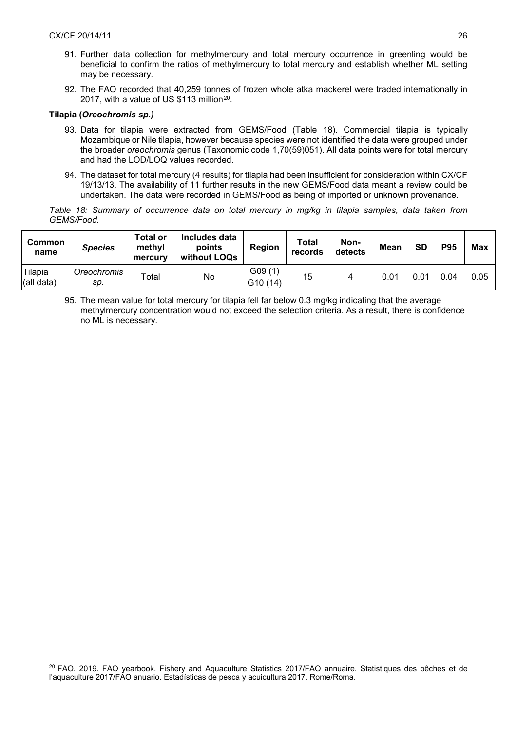91. Further data collection for methylmercury and total mercury occurrence in greenling would be beneficial to confirm the ratios of methylmercury to total mercury and establish whether ML setting may be necessary.

92. The FAO recorded that 40,259 tonnes of frozen whole atka mackerel were traded internationally in 2017, with a value of US $113 million[20].

**Tilapia (*Oreochromis sp.)***

93. Data for tilapia were extracted from GEMS/Food (Table 18). Commercial tilapia is typically Mozambique or Nile tilapia, however because species were not identified the data were grouped under the broader *oreochromis* genus (Taxonomic code 1,70(59)051). All data points were for total mercury and had the LOD/LOQ values recorded.

94. The dataset for total mercury (4 results) for tilapia had been insufficient for consideration within CX/CF 19/13/13. The availability of 11 further results in the new GEMS/Food data meant a review could be undertaken. The data were recorded in GEMS/Food as being of imported or unknown provenance.

*Table 18: Summary of occurrence data on total mercury in mg/kg in tilapia samples, data taken from GEMS/Food.*

| Common name | *Species* | Total or methyl mercury | Includes data points without LOQs | Region | Total records | Non-detects | Mean | SD | P95 | Max |
|---|---|---|---|---|---|---|---|---|---|---|
| Tilapia (all data) | *Oreochromis sp.* | Total | No | G09 (1) G10 (14) | 15 | 4 | 0.01 | 0.01 | 0.04 | 0.05 |

95. The mean value for total mercury for tilapia fell far below 0.3 mg/kg indicating that the average methylmercury concentration would not exceed the selection criteria. As a result, there is confidence no ML is necessary.

[20] FAO. 2019. FAO yearbook. Fishery and Aquaculture Statistics 2017/FAO annuaire. Statistiques des pêches et de l'aquaculture 2017/FAO anuario. Estadísticas de pesca y acuicultura 2017. Rome/Roma.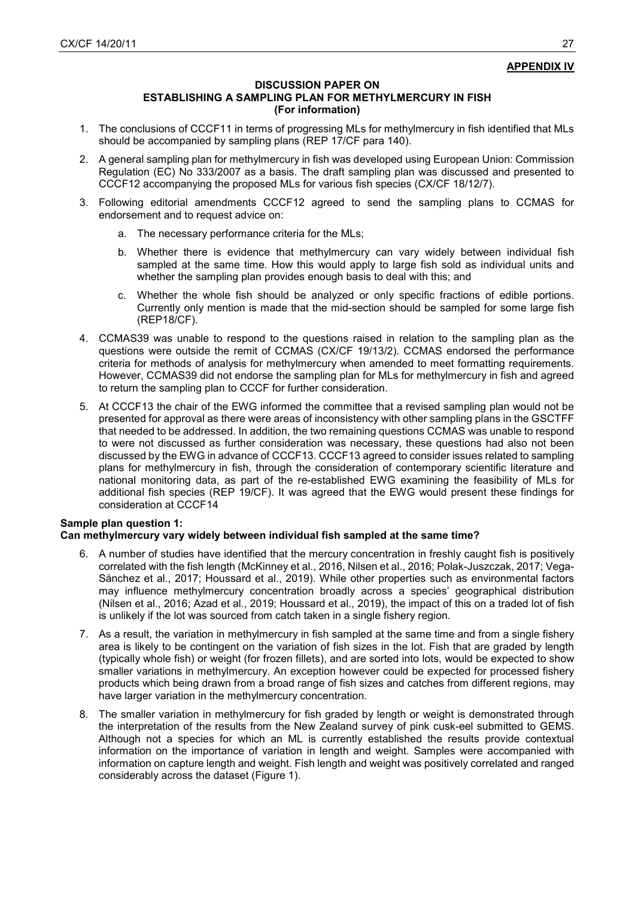**APPENDIX IV**

**DISCUSSION PAPER ON ESTABLISHING A SAMPLING PLAN FOR METHYLMERCURY IN FISH (For information)**

1. The conclusions of CCCF11 in terms of progressing MLs for methylmercury in fish identified that MLs should be accompanied by sampling plans (REP 17/CF para 140).
2. A general sampling plan for methylmercury in fish was developed using European Union: Commission Regulation (EC) No 333/2007 as a basis. The draft sampling plan was discussed and presented to CCCF12 accompanying the proposed MLs for various fish species (CX/CF 18/12/7).
3. Following editorial amendments CCCF12 agreed to send the sampling plans to CCMAS for endorsement and to request advice on:
   a. The necessary performance criteria for the MLs;
   b. Whether there is evidence that methylmercury can vary widely between individual fish sampled at the same time. How this would apply to large fish sold as individual units and whether the sampling plan provides enough basis to deal with this; and
   c. Whether the whole fish should be analyzed or only specific fractions of edible portions. Currently only mention is made that the mid-section should be sampled for some large fish (REP18/CF).
4. CCMAS39 was unable to respond to the questions raised in relation to the sampling plan as the questions were outside the remit of CCMAS (CX/CF 19/13/2). CCMAS endorsed the performance criteria for methods of analysis for methylmercury when amended to meet formatting requirements. However, CCMAS39 did not endorse the sampling plan for MLs for methylmercury in fish and agreed to return the sampling plan to CCCF for further consideration.
5. At CCCF13 the chair of the EWG informed the committee that a revised sampling plan would not be presented for approval as there were areas of inconsistency with other sampling plans in the GSCTFF that needed to be addressed. In addition, the two remaining questions CCMAS was unable to respond to were not discussed as further consideration was necessary, these questions had also not been discussed by the EWG in advance of CCCF13. CCCF13 agreed to consider issues related to sampling plans for methylmercury in fish, through the consideration of contemporary scientific literature and national monitoring data, as part of the re-established EWG examining the feasibility of MLs for additional fish species (REP 19/CF). It was agreed that the EWG would present these findings for consideration at CCCF14

**Sample plan question 1:**
**Can methylmercury vary widely between individual fish sampled at the same time?**

6. A number of studies have identified that the mercury concentration in freshly caught fish is positively correlated with the fish length (McKinney et al., 2016, Nilsen et al., 2016; Polak-Juszczak, 2017; Vega-Sánchez et al., 2017; Houssard et al., 2019). While other properties such as environmental factors may influence methylmercury concentration broadly across a species' geographical distribution (Nilsen et al., 2016; Azad et al., 2019; Houssard et al., 2019), the impact of this on a traded lot of fish is unlikely if the lot was sourced from catch taken in a single fishery region.
7. As a result, the variation in methylmercury in fish sampled at the same time and from a single fishery area is likely to be contingent on the variation of fish sizes in the lot. Fish that are graded by length (typically whole fish) or weight (for frozen fillets), and are sorted into lots, would be expected to show smaller variations in methylmercury. An exception however could be expected for processed fishery products which being drawn from a broad range of fish sizes and catches from different regions, may have larger variation in the methylmercury concentration.
8. The smaller variation in methylmercury for fish graded by length or weight is demonstrated through the interpretation of the results from the New Zealand survey of pink cusk-eel submitted to GEMS. Although not a species for which an ML is currently established the results provide contextual information on the importance of variation in length and weight. Samples were accompanied with information on capture length and weight. Fish length and weight was positively correlated and ranged considerably across the dataset (Figure 1).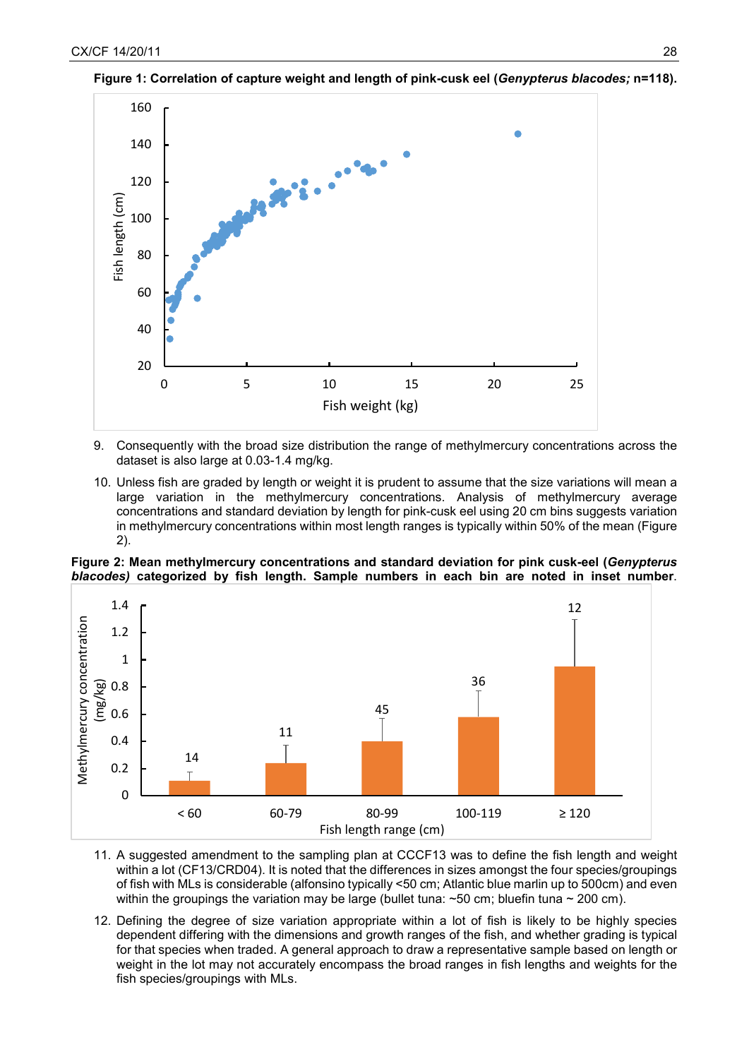**Figure 1: Correlation of capture weight and length of pink-cusk eel (*Genypterus blacodes;* n=118).**

9. Consequently with the broad size distribution the range of methylmercury concentrations across the dataset is also large at 0.03-1.4 mg/kg.

10. Unless fish are graded by length or weight it is prudent to assume that the size variations will mean a large variation in the methylmercury concentrations. Analysis of methylmercury average concentrations and standard deviation by length for pink-cusk eel using 20 cm bins suggests variation in methylmercury concentrations within most length ranges is typically within 50% of the mean (Figure 2).

**Figure 2: Mean methylmercury concentrations and standard deviation for pink cusk-eel (*Genypterus blacodes)* categorized by fish length. Sample numbers in each bin are noted in inset number**.

11. A suggested amendment to the sampling plan at CCCF13 was to define the fish length and weight within a lot (CF13/CRD04). It is noted that the differences in sizes amongst the four species/groupings of fish with MLs is considerable (alfonsino typically <50 cm; Atlantic blue marlin up to 500cm) and even within the groupings the variation may be large (bullet tuna: ~50 cm; bluefin tuna ~ 200 cm).

12. Defining the degree of size variation appropriate within a lot of fish is likely to be highly species dependent differing with the dimensions and growth ranges of the fish, and whether grading is typical for that species when traded. A general approach to draw a representative sample based on length or weight in the lot may not accurately encompass the broad ranges in fish lengths and weights for the fish species/groupings with MLs.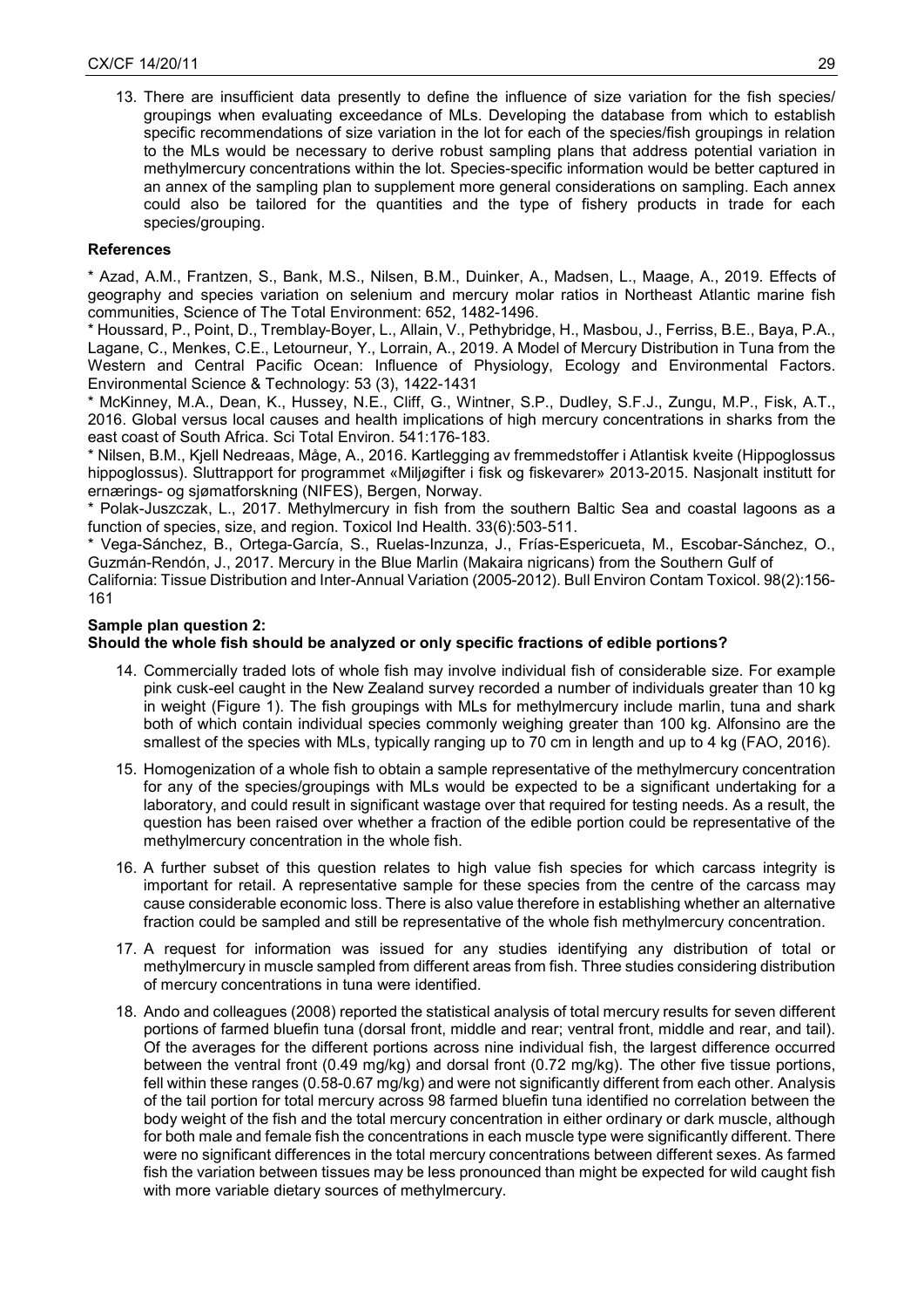13. There are insufficient data presently to define the influence of size variation for the fish species/ groupings when evaluating exceedance of MLs. Developing the database from which to establish specific recommendations of size variation in the lot for each of the species/fish groupings in relation to the MLs would be necessary to derive robust sampling plans that address potential variation in methylmercury concentrations within the lot. Species-specific information would be better captured in an annex of the sampling plan to supplement more general considerations on sampling. Each annex could also be tailored for the quantities and the type of fishery products in trade for each species/grouping.

**References**

* Azad, A.M., Frantzen, S., Bank, M.S., Nilsen, B.M., Duinker, A., Madsen, L., Maage, A., 2019. Effects of geography and species variation on selenium and mercury molar ratios in Northeast Atlantic marine fish communities, Science of The Total Environment: 652, 1482-1496.

* Houssard, P., Point, D., Tremblay-Boyer, L., Allain, V., Pethybridge, H., Masbou, J., Ferriss, B.E., Baya, P.A., Lagane, C., Menkes, C.E., Letourneur, Y., Lorrain, A., 2019. A Model of Mercury Distribution in Tuna from the Western and Central Pacific Ocean: Influence of Physiology, Ecology and Environmental Factors. Environmental Science & Technology: 53 (3), 1422-1431

* McKinney, M.A., Dean, K., Hussey, N.E., Cliff, G., Wintner, S.P., Dudley, S.F.J., Zungu, M.P., Fisk, A.T., 2016. Global versus local causes and health implications of high mercury concentrations in sharks from the east coast of South Africa. Sci Total Environ. 541:176-183.

* Nilsen, B.M., Kjell Nedreaas, Måge, A., 2016. Kartlegging av fremmedstoffer i Atlantisk kveite (Hippoglossus hippoglossus). Sluttrapport for programmet «Miljøgifter i fisk og fiskevarer» 2013-2015. Nasjonalt institutt for ernærings- og sjømatforskning (NIFES), Bergen, Norway.

* Polak-Juszczak, L., 2017. Methylmercury in fish from the southern Baltic Sea and coastal lagoons as a function of species, size, and region. Toxicol Ind Health. 33(6):503-511.

* Vega-Sánchez, B., Ortega-García, S., Ruelas-Inzunza, J., Frías-Espericueta, M., Escobar-Sánchez, O., Guzmán-Rendón, J., 2017. Mercury in the Blue Marlin (Makaira nigricans) from the Southern Gulf of California: Tissue Distribution and Inter-Annual Variation (2005-2012). Bull Environ Contam Toxicol. 98(2):156-161

**Sample plan question 2:**
**Should the whole fish should be analyzed or only specific fractions of edible portions?**

14. Commercially traded lots of whole fish may involve individual fish of considerable size. For example pink cusk-eel caught in the New Zealand survey recorded a number of individuals greater than 10 kg in weight (Figure 1). The fish groupings with MLs for methylmercury include marlin, tuna and shark both of which contain individual species commonly weighing greater than 100 kg. Alfonsino are the smallest of the species with MLs, typically ranging up to 70 cm in length and up to 4 kg (FAO, 2016).

15. Homogenization of a whole fish to obtain a sample representative of the methylmercury concentration for any of the species/groupings with MLs would be expected to be a significant undertaking for a laboratory, and could result in significant wastage over that required for testing needs. As a result, the question has been raised over whether a fraction of the edible portion could be representative of the methylmercury concentration in the whole fish.

16. A further subset of this question relates to high value fish species for which carcass integrity is important for retail. A representative sample for these species from the centre of the carcass may cause considerable economic loss. There is also value therefore in establishing whether an alternative fraction could be sampled and still be representative of the whole fish methylmercury concentration.

17. A request for information was issued for any studies identifying any distribution of total or methylmercury in muscle sampled from different areas from fish. Three studies considering distribution of mercury concentrations in tuna were identified.

18. Ando and colleagues (2008) reported the statistical analysis of total mercury results for seven different portions of farmed bluefin tuna (dorsal front, middle and rear; ventral front, middle and rear, and tail). Of the averages for the different portions across nine individual fish, the largest difference occurred between the ventral front (0.49 mg/kg) and dorsal front (0.72 mg/kg). The other five tissue portions, fell within these ranges (0.58-0.67 mg/kg) and were not significantly different from each other. Analysis of the tail portion for total mercury across 98 farmed bluefin tuna identified no correlation between the body weight of the fish and the total mercury concentration in either ordinary or dark muscle, although for both male and female fish the concentrations in each muscle type were significantly different. There were no significant differences in the total mercury concentrations between different sexes. As farmed fish the variation between tissues may be less pronounced than might be expected for wild caught fish with more variable dietary sources of methylmercury.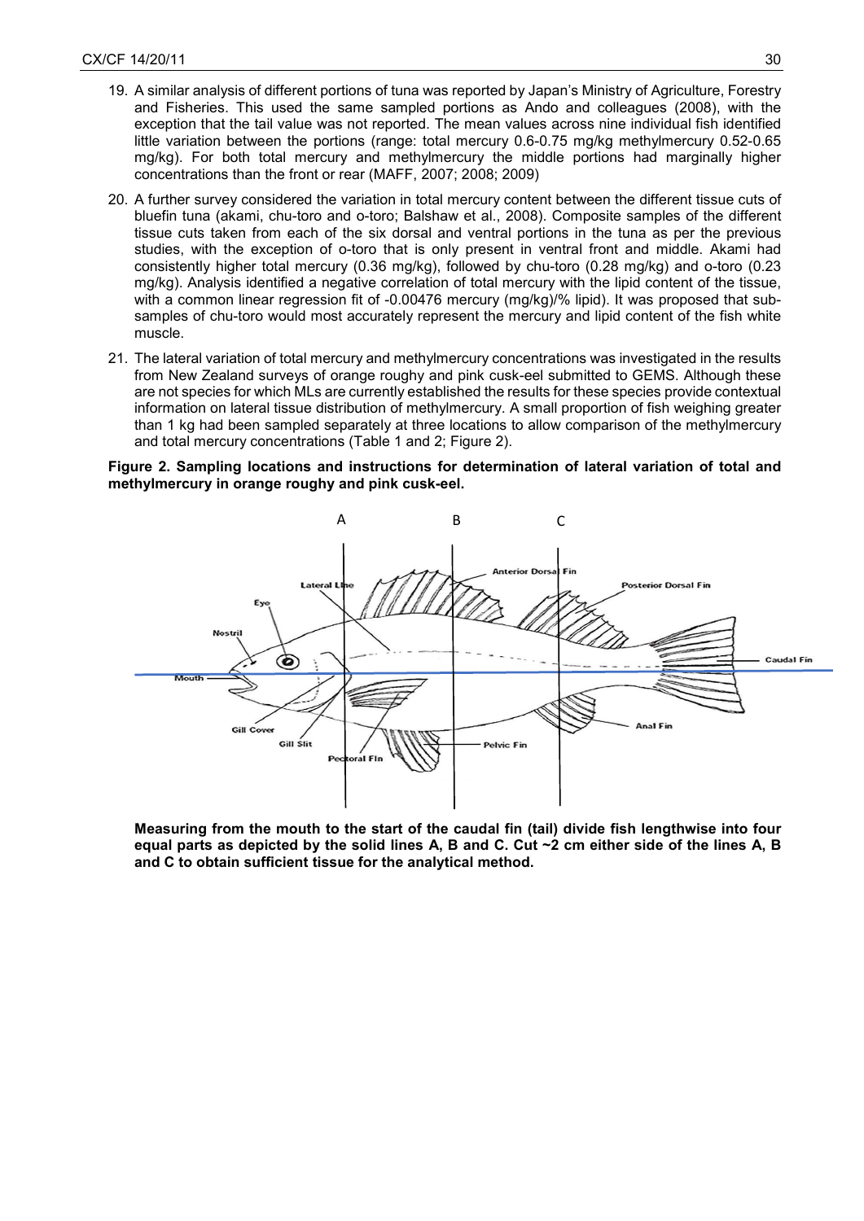19. A similar analysis of different portions of tuna was reported by Japan's Ministry of Agriculture, Forestry and Fisheries. This used the same sampled portions as Ando and colleagues (2008), with the exception that the tail value was not reported. The mean values across nine individual fish identified little variation between the portions (range: total mercury 0.6-0.75 mg/kg methylmercury 0.52-0.65 mg/kg). For both total mercury and methylmercury the middle portions had marginally higher concentrations than the front or rear (MAFF, 2007; 2008; 2009)

20. A further survey considered the variation in total mercury content between the different tissue cuts of bluefin tuna (akami, chu-toro and o-toro; Balshaw et al., 2008). Composite samples of the different tissue cuts taken from each of the six dorsal and ventral portions in the tuna as per the previous studies, with the exception of o-toro that is only present in ventral front and middle. Akami had consistently higher total mercury (0.36 mg/kg), followed by chu-toro (0.28 mg/kg) and o-toro (0.23 mg/kg). Analysis identified a negative correlation of total mercury with the lipid content of the tissue, with a common linear regression fit of -0.00476 mercury (mg/kg)/% lipid). It was proposed that sub-samples of chu-toro would most accurately represent the mercury and lipid content of the fish white muscle.

21. The lateral variation of total mercury and methylmercury concentrations was investigated in the results from New Zealand surveys of orange roughy and pink cusk-eel submitted to GEMS. Although these are not species for which MLs are currently established the results for these species provide contextual information on lateral tissue distribution of methylmercury. A small proportion of fish weighing greater than 1 kg had been sampled separately at three locations to allow comparison of the methylmercury and total mercury concentrations (Table 1 and 2; Figure 2).

**Figure 2. Sampling locations and instructions for determination of lateral variation of total and methylmercury in orange roughy and pink cusk-eel.**

**Measuring from the mouth to the start of the caudal fin (tail) divide fish lengthwise into four equal parts as depicted by the solid lines A, B and C. Cut ~2 cm either side of the lines A, B and C to obtain sufficient tissue for the analytical method.**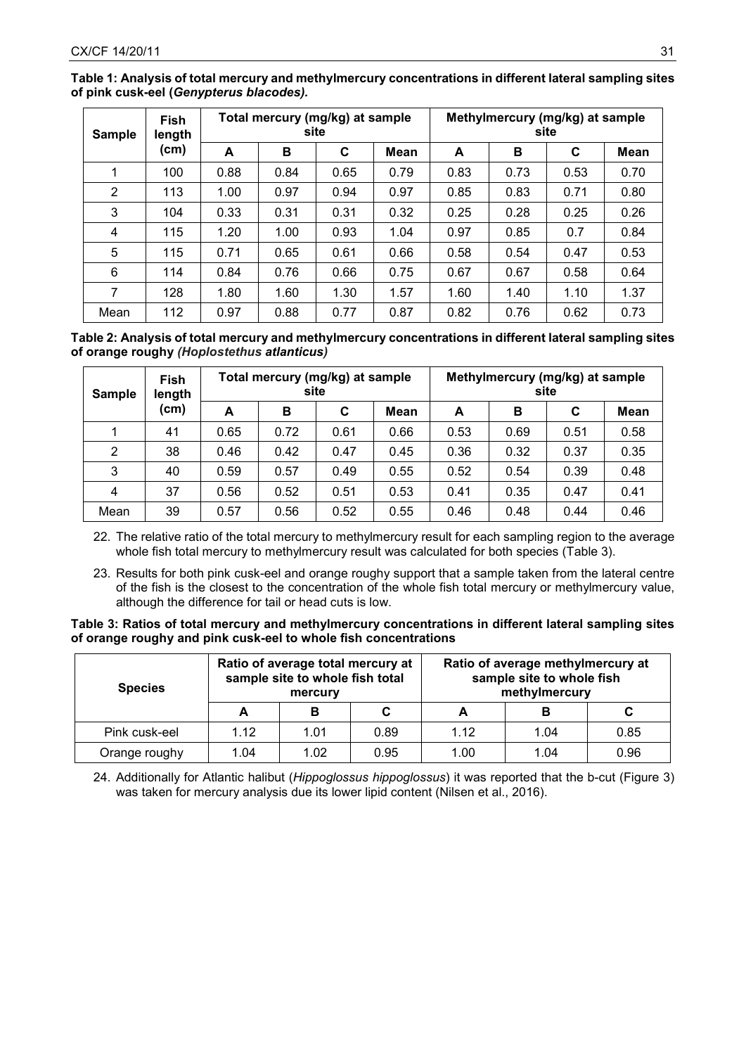**Table 1: Analysis of total mercury and methylmercury concentrations in different lateral sampling sites of pink cusk-eel (*Genypterus blacodes).***

| Sample | Fish length (cm) | Total mercury (mg/kg) at sample site | | | | Methylmercury (mg/kg) at sample site | | | |
|---|---|---|---|---|---|---|---|---|---|
| | | A | B | C | Mean | A | B | C | Mean |
| 1 | 100 | 0.88 | 0.84 | 0.65 | 0.79 | 0.83 | 0.73 | 0.53 | 0.70 |
| 2 | 113 | 1.00 | 0.97 | 0.94 | 0.97 | 0.85 | 0.83 | 0.71 | 0.80 |
| 3 | 104 | 0.33 | 0.31 | 0.31 | 0.32 | 0.25 | 0.28 | 0.25 | 0.26 |
| 4 | 115 | 1.20 | 1.00 | 0.93 | 1.04 | 0.97 | 0.85 | 0.7 | 0.84 |
| 5 | 115 | 0.71 | 0.65 | 0.61 | 0.66 | 0.58 | 0.54 | 0.47 | 0.53 |
| 6 | 114 | 0.84 | 0.76 | 0.66 | 0.75 | 0.67 | 0.67 | 0.58 | 0.64 |
| 7 | 128 | 1.80 | 1.60 | 1.30 | 1.57 | 1.60 | 1.40 | 1.10 | 1.37 |
| Mean | 112 | 0.97 | 0.88 | 0.77 | 0.87 | 0.82 | 0.76 | 0.62 | 0.73 |

**Table 2: Analysis of total mercury and methylmercury concentrations in different lateral sampling sites of orange roughy *(Hoplostethus atlanticus)***

| Sample | Fish length (cm) | Total mercury (mg/kg) at sample site | | | | Methylmercury (mg/kg) at sample site | | | |
|---|---|---|---|---|---|---|---|---|---|
| | | A | B | C | Mean | A | B | C | Mean |
| 1 | 41 | 0.65 | 0.72 | 0.61 | 0.66 | 0.53 | 0.69 | 0.51 | 0.58 |
| 2 | 38 | 0.46 | 0.42 | 0.47 | 0.45 | 0.36 | 0.32 | 0.37 | 0.35 |
| 3 | 40 | 0.59 | 0.57 | 0.49 | 0.55 | 0.52 | 0.54 | 0.39 | 0.48 |
| 4 | 37 | 0.56 | 0.52 | 0.51 | 0.53 | 0.41 | 0.35 | 0.47 | 0.41 |
| Mean | 39 | 0.57 | 0.56 | 0.52 | 0.55 | 0.46 | 0.48 | 0.44 | 0.46 |

22. The relative ratio of the total mercury to methylmercury result for each sampling region to the average whole fish total mercury to methylmercury result was calculated for both species (Table 3).

23. Results for both pink cusk-eel and orange roughy support that a sample taken from the lateral centre of the fish is the closest to the concentration of the whole fish total mercury or methylmercury value, although the difference for tail or head cuts is low.

**Table 3: Ratios of total mercury and methylmercury concentrations in different lateral sampling sites of orange roughy and pink cusk-eel to whole fish concentrations**

| Species | Ratio of average total mercury at sample site to whole fish total mercury | | | Ratio of average methylmercury at sample site to whole fish methylmercury | | |
|---|---|---|---|---|---|---|
| | A | B | C | A | B | C |
| Pink cusk-eel | 1.12 | 1.01 | 0.89 | 1.12 | 1.04 | 0.85 |
| Orange roughy | 1.04 | 1.02 | 0.95 | 1.00 | 1.04 | 0.96 |

24. Additionally for Atlantic halibut (*Hippoglossus hippoglossus*) it was reported that the b-cut (Figure 3) was taken for mercury analysis due its lower lipid content (Nilsen et al., 2016).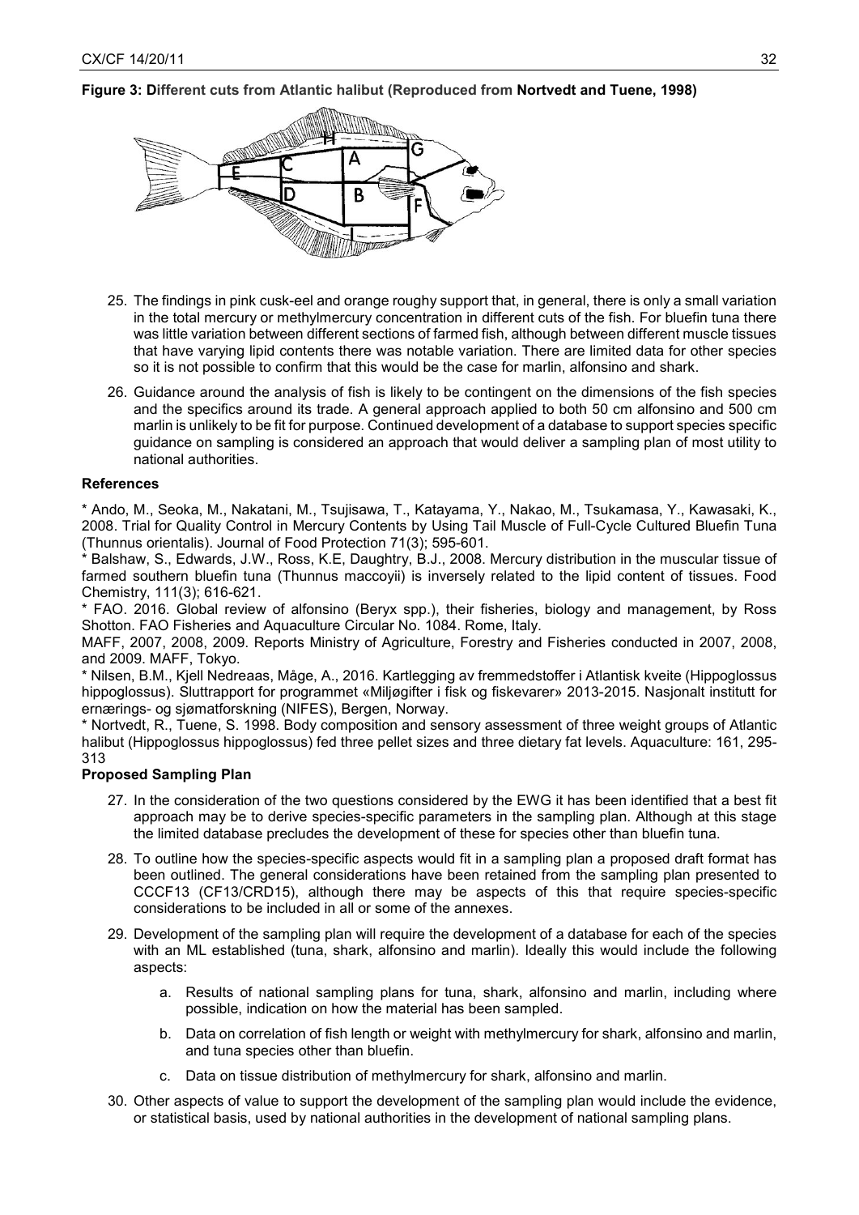**Figure 3: Different cuts from Atlantic halibut (Reproduced from Nortvedt and Tuene, 1998)**

25. The findings in pink cusk-eel and orange roughy support that, in general, there is only a small variation in the total mercury or methylmercury concentration in different cuts of the fish. For bluefin tuna there was little variation between different sections of farmed fish, although between different muscle tissues that have varying lipid contents there was notable variation. There are limited data for other species so it is not possible to confirm that this would be the case for marlin, alfonsino and shark.

26. Guidance around the analysis of fish is likely to be contingent on the dimensions of the fish species and the specifics around its trade. A general approach applied to both 50 cm alfonsino and 500 cm marlin is unlikely to be fit for purpose. Continued development of a database to support species specific guidance on sampling is considered an approach that would deliver a sampling plan of most utility to national authorities.

**References**

* Ando, M., Seoka, M., Nakatani, M., Tsujisawa, T., Katayama, Y., Nakao, M., Tsukamasa, Y., Kawasaki, K., 2008. Trial for Quality Control in Mercury Contents by Using Tail Muscle of Full-Cycle Cultured Bluefin Tuna (Thunnus orientalis). Journal of Food Protection 71(3); 595-601.

* Balshaw, S., Edwards, J.W., Ross, K.E, Daughtry, B.J., 2008. Mercury distribution in the muscular tissue of farmed southern bluefin tuna (Thunnus maccoyii) is inversely related to the lipid content of tissues. Food Chemistry, 111(3); 616-621.

* FAO. 2016. Global review of alfonsino (Beryx spp.), their fisheries, biology and management, by Ross Shotton. FAO Fisheries and Aquaculture Circular No. 1084. Rome, Italy.

MAFF, 2007, 2008, 2009. Reports Ministry of Agriculture, Forestry and Fisheries conducted in 2007, 2008, and 2009. MAFF, Tokyo.

* Nilsen, B.M., Kjell Nedreaas, Måge, A., 2016. Kartlegging av fremmedstoffer i Atlantisk kveite (Hippoglossus hippoglossus). Sluttrapport for programmet «Miljøgifter i fisk og fiskevarer» 2013-2015. Nasjonalt institutt for ernærings- og sjømatforskning (NIFES), Bergen, Norway.

* Nortvedt, R., Tuene, S. 1998. Body composition and sensory assessment of three weight groups of Atlantic halibut (Hippoglossus hippoglossus) fed three pellet sizes and three dietary fat levels. Aquaculture: 161, 295-313

**Proposed Sampling Plan**

27. In the consideration of the two questions considered by the EWG it has been identified that a best fit approach may be to derive species-specific parameters in the sampling plan. Although at this stage the limited database precludes the development of these for species other than bluefin tuna.

28. To outline how the species-specific aspects would fit in a sampling plan a proposed draft format has been outlined. The general considerations have been retained from the sampling plan presented to CCCF13 (CF13/CRD15), although there may be aspects of this that require species-specific considerations to be included in all or some of the annexes.

29. Development of the sampling plan will require the development of a database for each of the species with an ML established (tuna, shark, alfonsino and marlin). Ideally this would include the following aspects:

    a. Results of national sampling plans for tuna, shark, alfonsino and marlin, including where possible, indication on how the material has been sampled.

    b. Data on correlation of fish length or weight with methylmercury for shark, alfonsino and marlin, and tuna species other than bluefin.

    c. Data on tissue distribution of methylmercury for shark, alfonsino and marlin.

30. Other aspects of value to support the development of the sampling plan would include the evidence, or statistical basis, used by national authorities in the development of national sampling plans.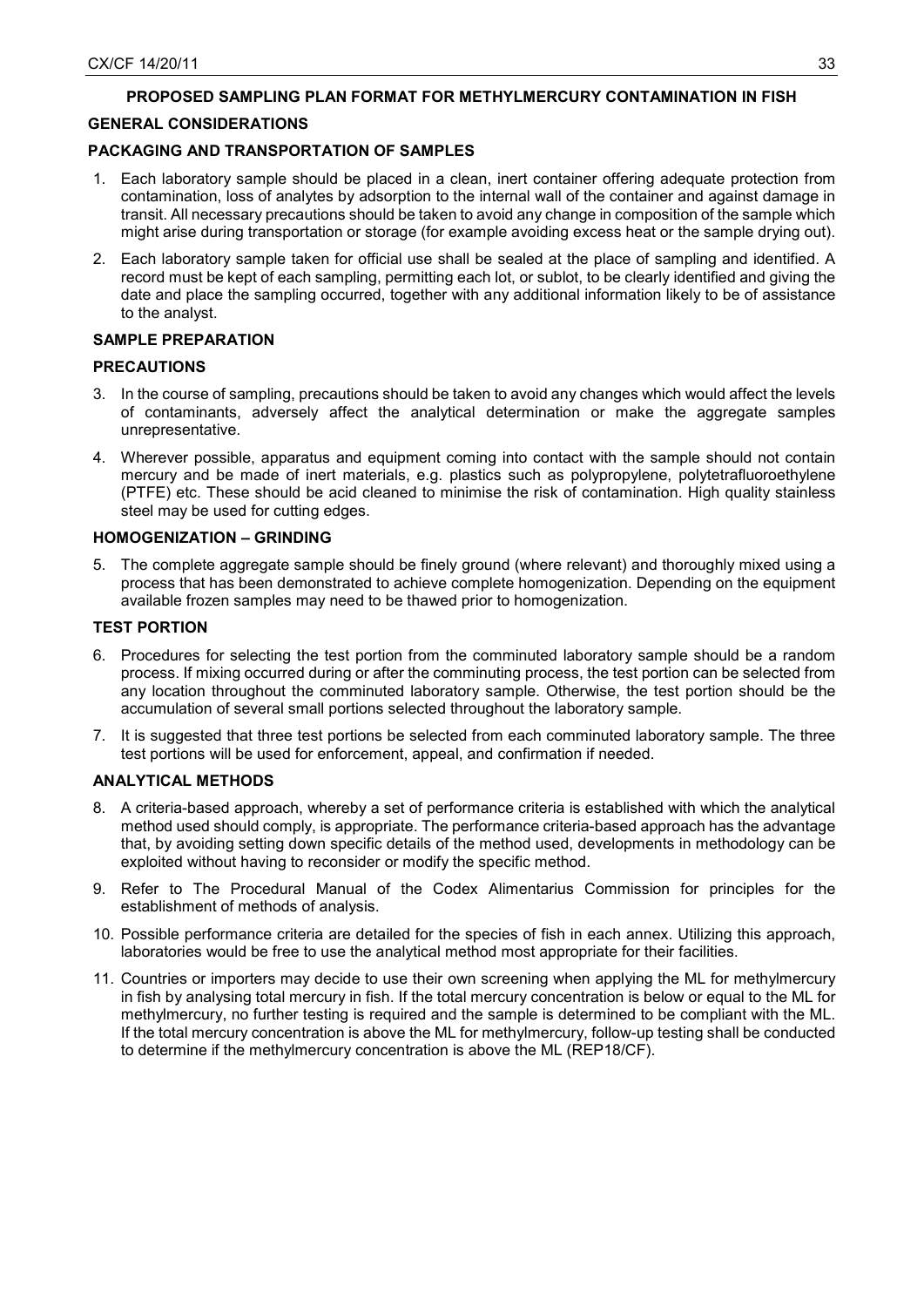## PROPOSED SAMPLING PLAN FORMAT FOR METHYLMERCURY CONTAMINATION IN FISH

### GENERAL CONSIDERATIONS

### PACKAGING AND TRANSPORTATION OF SAMPLES

1. Each laboratory sample should be placed in a clean, inert container offering adequate protection from contamination, loss of analytes by adsorption to the internal wall of the container and against damage in transit. All necessary precautions should be taken to avoid any change in composition of the sample which might arise during transportation or storage (for example avoiding excess heat or the sample drying out).
2. Each laboratory sample taken for official use shall be sealed at the place of sampling and identified. A record must be kept of each sampling, permitting each lot, or sublot, to be clearly identified and giving the date and place the sampling occurred, together with any additional information likely to be of assistance to the analyst.

### SAMPLE PREPARATION

### PRECAUTIONS

3. In the course of sampling, precautions should be taken to avoid any changes which would affect the levels of contaminants, adversely affect the analytical determination or make the aggregate samples unrepresentative.
4. Wherever possible, apparatus and equipment coming into contact with the sample should not contain mercury and be made of inert materials, e.g. plastics such as polypropylene, polytetrafluoroethylene (PTFE) etc. These should be acid cleaned to minimise the risk of contamination. High quality stainless steel may be used for cutting edges.

### HOMOGENIZATION – GRINDING

5. The complete aggregate sample should be finely ground (where relevant) and thoroughly mixed using a process that has been demonstrated to achieve complete homogenization. Depending on the equipment available frozen samples may need to be thawed prior to homogenization.

### TEST PORTION

6. Procedures for selecting the test portion from the comminuted laboratory sample should be a random process. If mixing occurred during or after the comminuting process, the test portion can be selected from any location throughout the comminuted laboratory sample. Otherwise, the test portion should be the accumulation of several small portions selected throughout the laboratory sample.
7. It is suggested that three test portions be selected from each comminuted laboratory sample. The three test portions will be used for enforcement, appeal, and confirmation if needed.

### ANALYTICAL METHODS

8. A criteria-based approach, whereby a set of performance criteria is established with which the analytical method used should comply, is appropriate. The performance criteria-based approach has the advantage that, by avoiding setting down specific details of the method used, developments in methodology can be exploited without having to reconsider or modify the specific method.
9. Refer to The Procedural Manual of the Codex Alimentarius Commission for principles for the establishment of methods of analysis.
10. Possible performance criteria are detailed for the species of fish in each annex. Utilizing this approach, laboratories would be free to use the analytical method most appropriate for their facilities.
11. Countries or importers may decide to use their own screening when applying the ML for methylmercury in fish by analysing total mercury in fish. If the total mercury concentration is below or equal to the ML for methylmercury, no further testing is required and the sample is determined to be compliant with the ML. If the total mercury concentration is above the ML for methylmercury, follow-up testing shall be conducted to determine if the methylmercury concentration is above the ML (REP18/CF).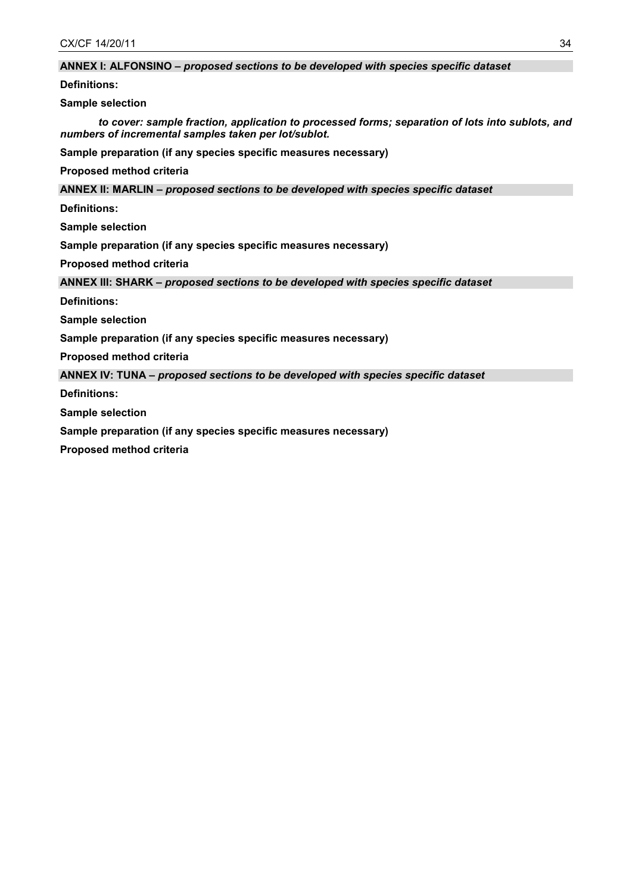## ANNEX I: ALFONSINO – *proposed sections to be developed with species specific dataset*

**Definitions:**

**Sample selection**

***to cover: sample fraction, application to processed forms; separation of lots into sublots, and numbers of incremental samples taken per lot/sublot.***

**Sample preparation (if any species specific measures necessary)**

**Proposed method criteria**

## ANNEX II: MARLIN – *proposed sections to be developed with species specific dataset*

**Definitions:**

**Sample selection**

**Sample preparation (if any species specific measures necessary)**

**Proposed method criteria**

## ANNEX III: SHARK – *proposed sections to be developed with species specific dataset*

**Definitions:**

**Sample selection**

**Sample preparation (if any species specific measures necessary)**

**Proposed method criteria**

## ANNEX IV: TUNA – *proposed sections to be developed with species specific dataset*

**Definitions:**

**Sample selection**

**Sample preparation (if any species specific measures necessary)**

**Proposed method criteria**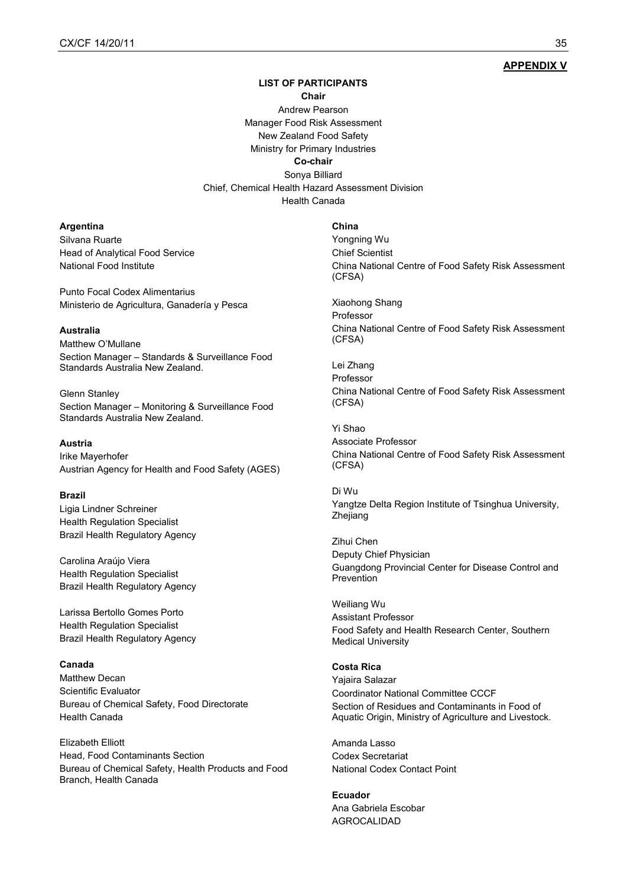**APPENDIX V**

**LIST OF PARTICIPANTS**

**Chair**

Andrew Pearson
Manager Food Risk Assessment
New Zealand Food Safety
Ministry for Primary Industries

**Co-chair**

Sonya Billiard
Chief, Chemical Health Hazard Assessment Division
Health Canada

**Argentina**

Silvana Ruarte
Head of Analytical Food Service
National Food Institute

Punto Focal Codex Alimentarius
Ministerio de Agricultura, Ganadería y Pesca

**Australia**

Matthew O'Mullane
Section Manager – Standards & Surveillance Food Standards Australia New Zealand.

Glenn Stanley
Section Manager – Monitoring & Surveillance Food Standards Australia New Zealand.

**Austria**

Irike Mayerhofer
Austrian Agency for Health and Food Safety (AGES)

**Brazil**

Ligia Lindner Schreiner
Health Regulation Specialist
Brazil Health Regulatory Agency

Carolina Araújo Viera
Health Regulation Specialist
Brazil Health Regulatory Agency

Larissa Bertollo Gomes Porto
Health Regulation Specialist
Brazil Health Regulatory Agency

**Canada**

Matthew Decan
Scientific Evaluator
Bureau of Chemical Safety, Food Directorate
Health Canada

Elizabeth Elliott
Head, Food Contaminants Section
Bureau of Chemical Safety, Health Products and Food Branch, Health Canada

**China**

Yongning Wu
Chief Scientist
China National Centre of Food Safety Risk Assessment (CFSA)

Xiaohong Shang
Professor
China National Centre of Food Safety Risk Assessment (CFSA)

Lei Zhang
Professor
China National Centre of Food Safety Risk Assessment (CFSA)

Yi Shao
Associate Professor
China National Centre of Food Safety Risk Assessment (CFSA)

Di Wu
Yangtze Delta Region Institute of Tsinghua University, Zhejiang

Zihui Chen
Deputy Chief Physician
Guangdong Provincial Center for Disease Control and Prevention

Weiliang Wu
Assistant Professor
Food Safety and Health Research Center, Southern Medical University

**Costa Rica**

Yajaira Salazar
Coordinator National Committee CCCF
Section of Residues and Contaminants in Food of Aquatic Origin, Ministry of Agriculture and Livestock.

Amanda Lasso
Codex Secretariat
National Codex Contact Point

**Ecuador**

Ana Gabriela Escobar
AGROCALIDAD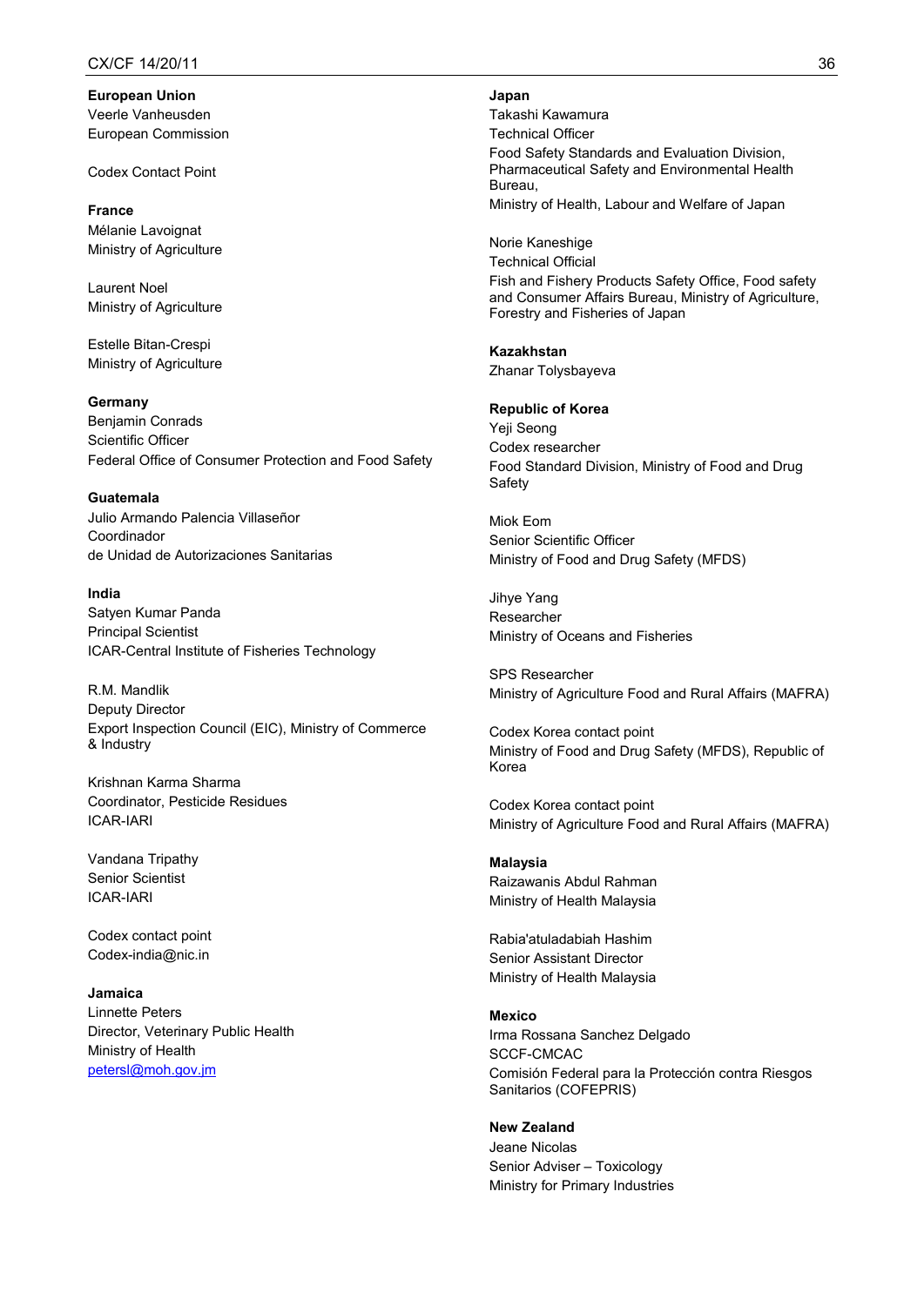**European Union**
Veerle Vanheusden
European Commission

Codex Contact Point

**France**
Mélanie Lavoignat
Ministry of Agriculture

Laurent Noel
Ministry of Agriculture

Estelle Bitan-Crespi
Ministry of Agriculture

**Germany**
Benjamin Conrads
Scientific Officer
Federal Office of Consumer Protection and Food Safety

**Guatemala**
Julio Armando Palencia Villaseñor
Coordinador
de Unidad de Autorizaciones Sanitarias

**India**
Satyen Kumar Panda
Principal Scientist
ICAR-Central Institute of Fisheries Technology

R.M. Mandlik
Deputy Director
Export Inspection Council (EIC), Ministry of Commerce & Industry

Krishnan Karma Sharma
Coordinator, Pesticide Residues
ICAR-IARI

Vandana Tripathy
Senior Scientist
ICAR-IARI

Codex contact point
Codex-india@nic.in

**Jamaica**
Linnette Peters
Director, Veterinary Public Health
Ministry of Health
petersl@moh.gov.jm

**Japan**
Takashi Kawamura
Technical Officer
Food Safety Standards and Evaluation Division, Pharmaceutical Safety and Environmental Health Bureau,
Ministry of Health, Labour and Welfare of Japan

Norie Kaneshige
Technical Official
Fish and Fishery Products Safety Office, Food safety and Consumer Affairs Bureau, Ministry of Agriculture, Forestry and Fisheries of Japan

**Kazakhstan**
Zhanar Tolysbayeva

**Republic of Korea**
Yeji Seong
Codex researcher
Food Standard Division, Ministry of Food and Drug Safety

Miok Eom
Senior Scientific Officer
Ministry of Food and Drug Safety (MFDS)

Jihye Yang
Researcher
Ministry of Oceans and Fisheries

SPS Researcher
Ministry of Agriculture Food and Rural Affairs (MAFRA)

Codex Korea contact point
Ministry of Food and Drug Safety (MFDS), Republic of Korea

Codex Korea contact point
Ministry of Agriculture Food and Rural Affairs (MAFRA)

**Malaysia**
Raizawanis Abdul Rahman
Ministry of Health Malaysia

Rabia'atuladabiah Hashim
Senior Assistant Director
Ministry of Health Malaysia

**Mexico**
Irma Rossana Sanchez Delgado
SCCF-CMCAC
Comisión Federal para la Protección contra Riesgos Sanitarios (COFEPRIS)

**New Zealand**
Jeane Nicolas
Senior Adviser – Toxicology
Ministry for Primary Industries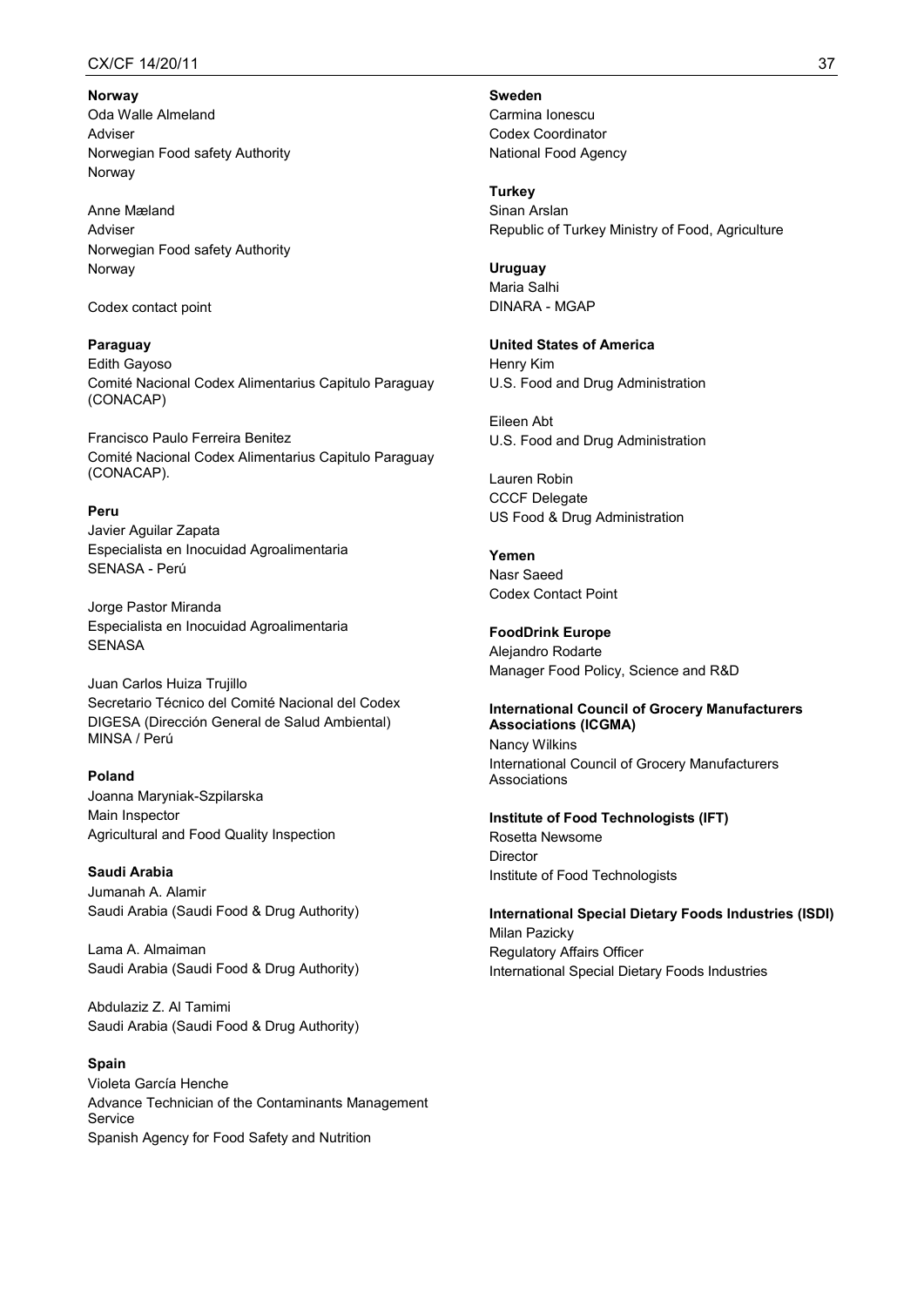**Norway**
Oda Walle Almeland
Adviser
Norwegian Food safety Authority
Norway

Anne Mæland
Adviser
Norwegian Food safety Authority
Norway

Codex contact point

**Paraguay**
Edith Gayoso
Comité Nacional Codex Alimentarius Capitulo Paraguay (CONACAP)

Francisco Paulo Ferreira Benitez
Comité Nacional Codex Alimentarius Capitulo Paraguay (CONACAP).

**Peru**
Javier Aguilar Zapata
Especialista en Inocuidad Agroalimentaria
SENASA - Perú

Jorge Pastor Miranda
Especialista en Inocuidad Agroalimentaria
SENASA

Juan Carlos Huiza Trujillo
Secretario Técnico del Comité Nacional del Codex
DIGESA (Dirección General de Salud Ambiental)
MINSA / Perú

**Poland**
Joanna Maryniak-Szpilarska
Main Inspector
Agricultural and Food Quality Inspection

**Saudi Arabia**
Jumanah A. Alamir
Saudi Arabia (Saudi Food & Drug Authority)

Lama A. Almaiman
Saudi Arabia (Saudi Food & Drug Authority)

Abdulaziz Z. Al Tamimi
Saudi Arabia (Saudi Food & Drug Authority)

**Spain**
Violeta García Henche
Advance Technician of the Contaminants Management Service
Spanish Agency for Food Safety and Nutrition

**Sweden**
Carmina Ionescu
Codex Coordinator
National Food Agency

**Turkey**
Sinan Arslan
Republic of Turkey Ministry of Food, Agriculture

**Uruguay**
Maria Salhi
DINARA - MGAP

**United States of America**
Henry Kim
U.S. Food and Drug Administration

Eileen Abt
U.S. Food and Drug Administration

Lauren Robin
CCCF Delegate
US Food & Drug Administration

**Yemen**
Nasr Saeed
Codex Contact Point

**FoodDrink Europe**
Alejandro Rodarte
Manager Food Policy, Science and R&D

**International Council of Grocery Manufacturers Associations (ICGMA)**
Nancy Wilkins
International Council of Grocery Manufacturers Associations

**Institute of Food Technologists (IFT)**
Rosetta Newsome
Director
Institute of Food Technologists

**International Special Dietary Foods Industries (ISDI)**
Milan Pazicky
Regulatory Affairs Officer
International Special Dietary Foods Industries